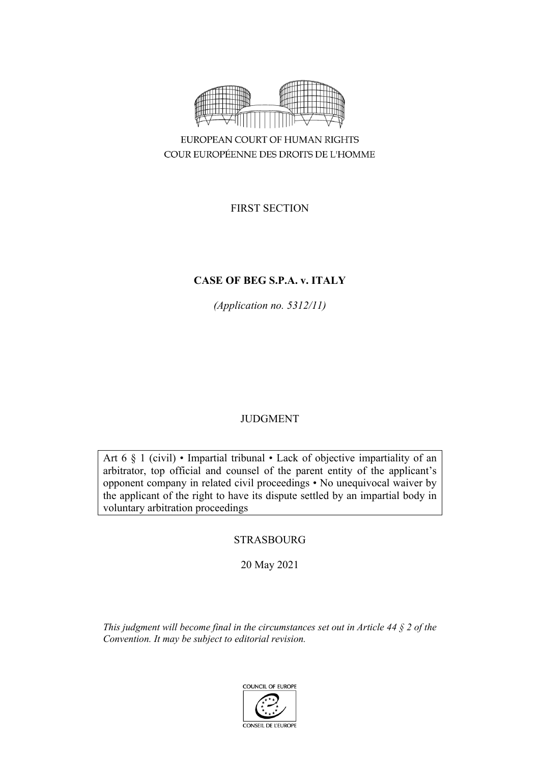EUROPEAN COURT OF HUMAN RIGHTS

COUR EUROPÉENNE DES DROITS DE L'HOMME

FIRST SECTION

# CASE OF BEG S.P.A. v. ITALY

*(Application no. 5312/11)*

JUDGMENT

Art 6 § 1 (civil) • Impartial tribunal • Lack of objective impartiality of an arbitrator, top official and counsel of the parent entity of the applicant's opponent company in related civil proceedings • No unequivocal waiver by the applicant of the right to have its dispute settled by an impartial body in voluntary arbitration proceedings

STRASBOURG

20 May 2021

*This judgment will become final in the circumstances set out in Article 44 § 2 of the Convention. It may be subject to editorial revision.*

COUNCIL OF EUROPE

CONSEIL DE L'EUROPE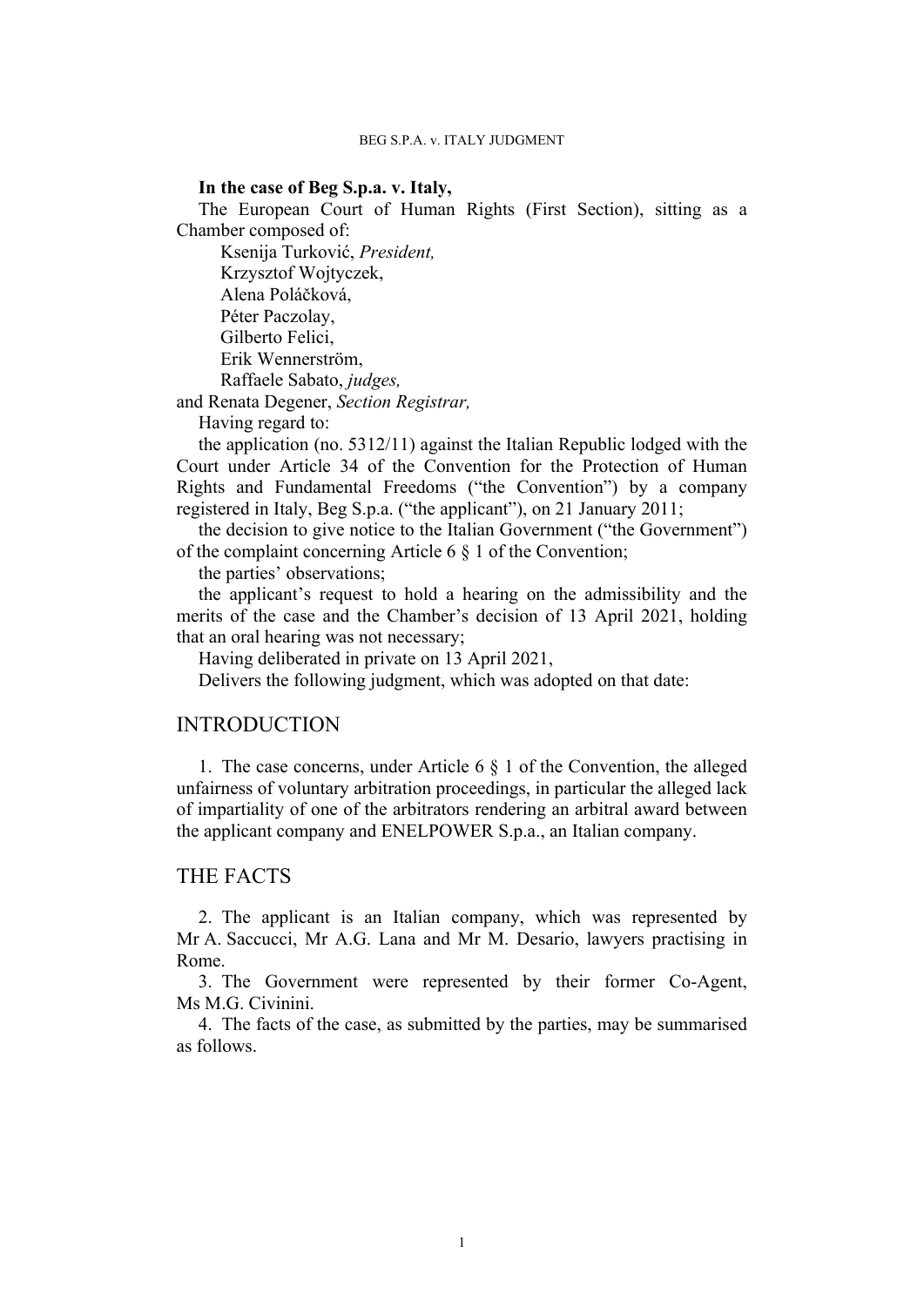**In the case of Beg S.p.a. v. Italy,**

The European Court of Human Rights (First Section), sitting as a Chamber composed of:

Ksenija Turković, *President,*
Krzysztof Wojtyczek,
Alena Poláčková,
Péter Paczolay,
Gilberto Felici,
Erik Wennerström,
Raffaele Sabato, *judges,*

and Renata Degener, *Section Registrar,*

Having regard to:

the application (no. 5312/11) against the Italian Republic lodged with the Court under Article 34 of the Convention for the Protection of Human Rights and Fundamental Freedoms ("the Convention") by a company registered in Italy, Beg S.p.a. ("the applicant"), on 21 January 2011;

the decision to give notice to the Italian Government ("the Government") of the complaint concerning Article 6 § 1 of the Convention;

the parties' observations;

the applicant's request to hold a hearing on the admissibility and the merits of the case and the Chamber's decision of 13 April 2021, holding that an oral hearing was not necessary;

Having deliberated in private on 13 April 2021,

Delivers the following judgment, which was adopted on that date:

## INTRODUCTION

1. The case concerns, under Article 6 § 1 of the Convention, the alleged unfairness of voluntary arbitration proceedings, in particular the alleged lack of impartiality of one of the arbitrators rendering an arbitral award between the applicant company and ENELPOWER S.p.a., an Italian company.

## THE FACTS

2. The applicant is an Italian company, which was represented by Mr A. Saccucci, Mr A.G. Lana and Mr M. Desario, lawyers practising in Rome.

3. The Government were represented by their former Co-Agent, Ms M.G. Civinini.

4. The facts of the case, as submitted by the parties, may be summarised as follows.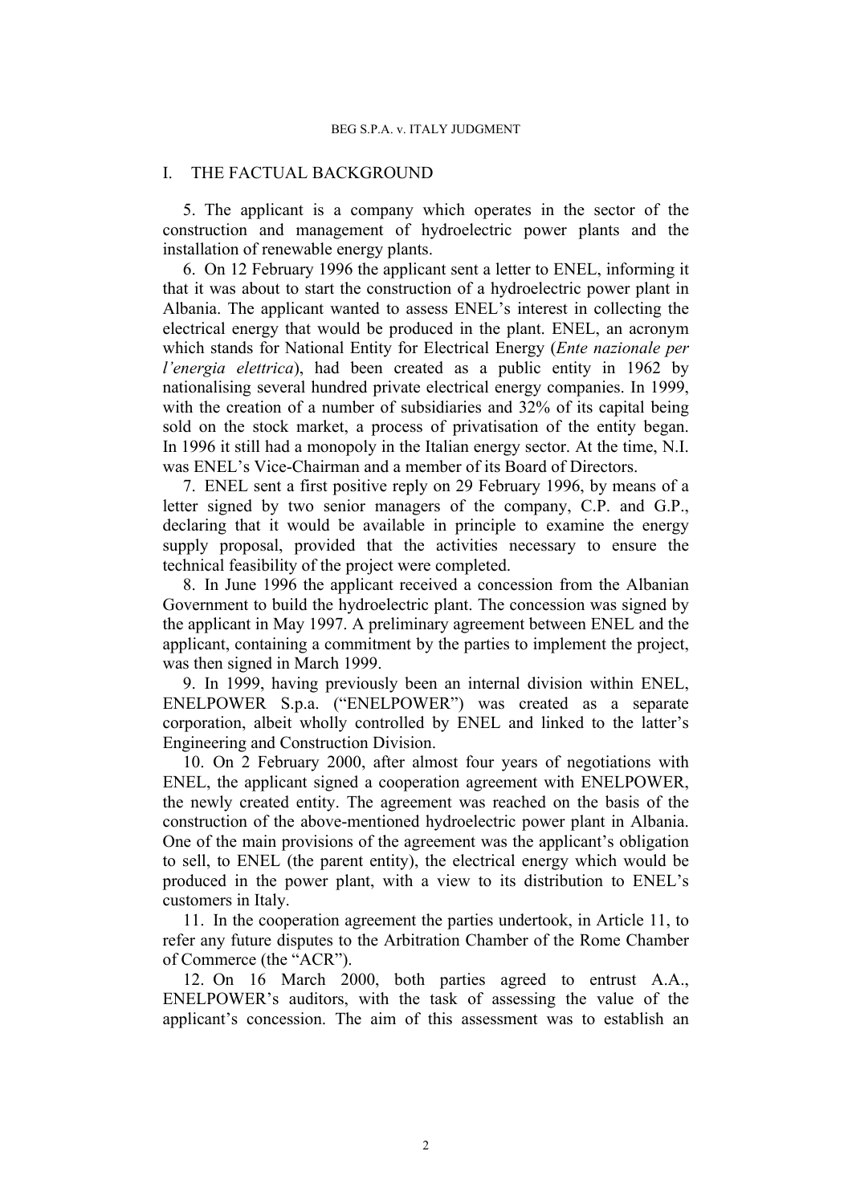## I. THE FACTUAL BACKGROUND

5. The applicant is a company which operates in the sector of the construction and management of hydroelectric power plants and the installation of renewable energy plants.

6. On 12 February 1996 the applicant sent a letter to ENEL, informing it that it was about to start the construction of a hydroelectric power plant in Albania. The applicant wanted to assess ENEL's interest in collecting the electrical energy that would be produced in the plant. ENEL, an acronym which stands for National Entity for Electrical Energy (*Ente nazionale per l'energia elettrica*), had been created as a public entity in 1962 by nationalising several hundred private electrical energy companies. In 1999, with the creation of a number of subsidiaries and 32% of its capital being sold on the stock market, a process of privatisation of the entity began. In 1996 it still had a monopoly in the Italian energy sector. At the time, N.I. was ENEL's Vice-Chairman and a member of its Board of Directors.

7. ENEL sent a first positive reply on 29 February 1996, by means of a letter signed by two senior managers of the company, C.P. and G.P., declaring that it would be available in principle to examine the energy supply proposal, provided that the activities necessary to ensure the technical feasibility of the project were completed.

8. In June 1996 the applicant received a concession from the Albanian Government to build the hydroelectric plant. The concession was signed by the applicant in May 1997. A preliminary agreement between ENEL and the applicant, containing a commitment by the parties to implement the project, was then signed in March 1999.

9. In 1999, having previously been an internal division within ENEL, ENELPOWER S.p.a. ("ENELPOWER") was created as a separate corporation, albeit wholly controlled by ENEL and linked to the latter's Engineering and Construction Division.

10. On 2 February 2000, after almost four years of negotiations with ENEL, the applicant signed a cooperation agreement with ENELPOWER, the newly created entity. The agreement was reached on the basis of the construction of the above-mentioned hydroelectric power plant in Albania. One of the main provisions of the agreement was the applicant's obligation to sell, to ENEL (the parent entity), the electrical energy which would be produced in the power plant, with a view to its distribution to ENEL's customers in Italy.

11. In the cooperation agreement the parties undertook, in Article 11, to refer any future disputes to the Arbitration Chamber of the Rome Chamber of Commerce (the "ACR").

12. On 16 March 2000, both parties agreed to entrust A.A., ENELPOWER's auditors, with the task of assessing the value of the applicant's concession. The aim of this assessment was to establish an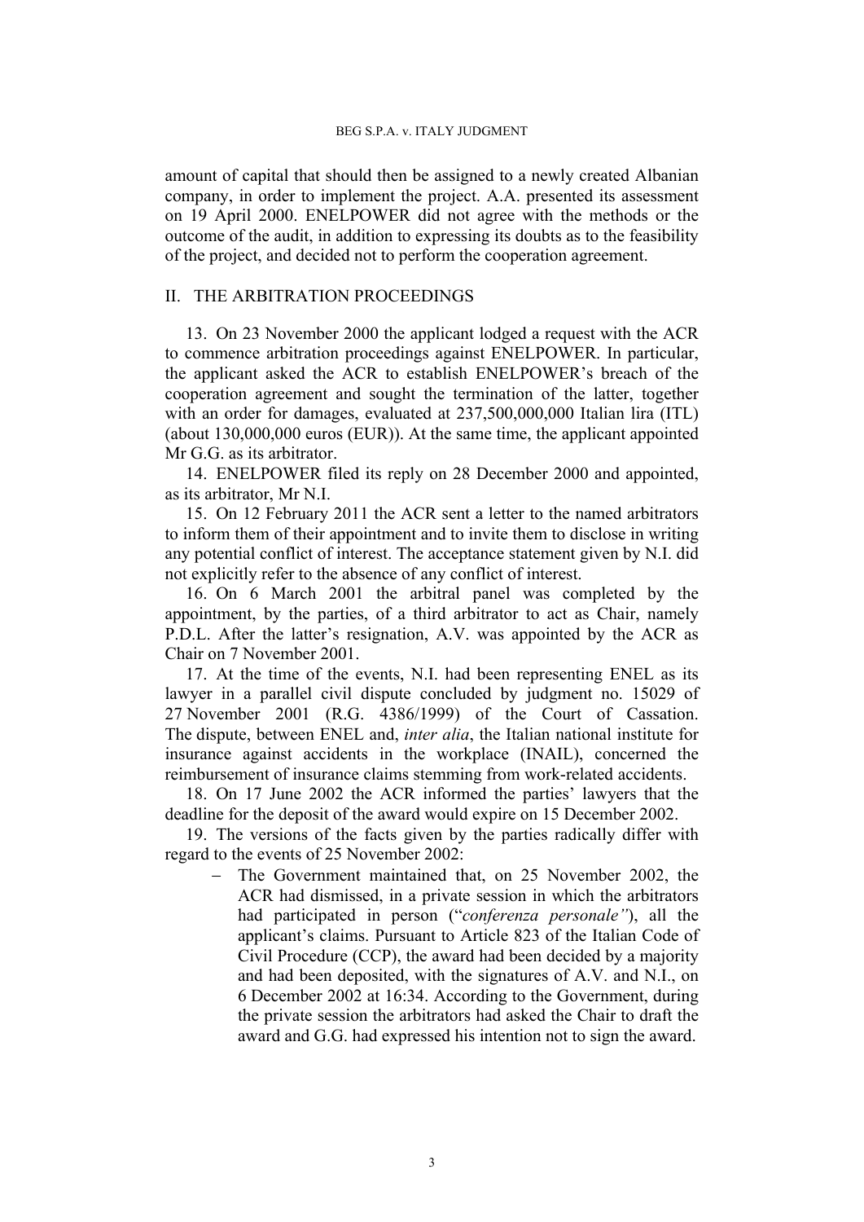amount of capital that should then be assigned to a newly created Albanian company, in order to implement the project. A.A. presented its assessment on 19 April 2000. ENELPOWER did not agree with the methods or the outcome of the audit, in addition to expressing its doubts as to the feasibility of the project, and decided not to perform the cooperation agreement.

## II. THE ARBITRATION PROCEEDINGS

13. On 23 November 2000 the applicant lodged a request with the ACR to commence arbitration proceedings against ENELPOWER. In particular, the applicant asked the ACR to establish ENELPOWER's breach of the cooperation agreement and sought the termination of the latter, together with an order for damages, evaluated at 237,500,000,000 Italian lira (ITL) (about 130,000,000 euros (EUR)). At the same time, the applicant appointed Mr G.G. as its arbitrator.

14. ENELPOWER filed its reply on 28 December 2000 and appointed, as its arbitrator, Mr N.I.

15. On 12 February 2011 the ACR sent a letter to the named arbitrators to inform them of their appointment and to invite them to disclose in writing any potential conflict of interest. The acceptance statement given by N.I. did not explicitly refer to the absence of any conflict of interest.

16. On 6 March 2001 the arbitral panel was completed by the appointment, by the parties, of a third arbitrator to act as Chair, namely P.D.L. After the latter's resignation, A.V. was appointed by the ACR as Chair on 7 November 2001.

17. At the time of the events, N.I. had been representing ENEL as its lawyer in a parallel civil dispute concluded by judgment no. 15029 of 27 November 2001 (R.G. 4386/1999) of the Court of Cassation. The dispute, between ENEL and, *inter alia*, the Italian national institute for insurance against accidents in the workplace (INAIL), concerned the reimbursement of insurance claims stemming from work-related accidents.

18. On 17 June 2002 the ACR informed the parties' lawyers that the deadline for the deposit of the award would expire on 15 December 2002.

19. The versions of the facts given by the parties radically differ with regard to the events of 25 November 2002:

- The Government maintained that, on 25 November 2002, the ACR had dismissed, in a private session in which the arbitrators had participated in person ("*conferenza personale*"), all the applicant's claims. Pursuant to Article 823 of the Italian Code of Civil Procedure (CCP), the award had been decided by a majority and had been deposited, with the signatures of A.V. and N.I., on 6 December 2002 at 16:34. According to the Government, during the private session the arbitrators had asked the Chair to draft the award and G.G. had expressed his intention not to sign the award.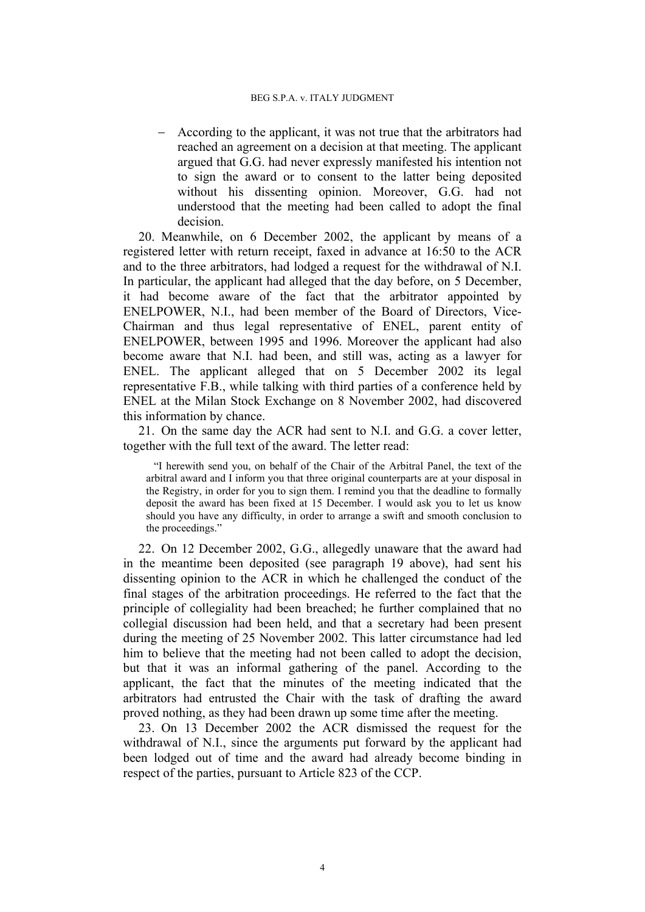- According to the applicant, it was not true that the arbitrators had reached an agreement on a decision at that meeting. The applicant argued that G.G. had never expressly manifested his intention not to sign the award or to consent to the latter being deposited without his dissenting opinion. Moreover, G.G. had not understood that the meeting had been called to adopt the final decision.

20. Meanwhile, on 6 December 2002, the applicant by means of a registered letter with return receipt, faxed in advance at 16:50 to the ACR and to the three arbitrators, had lodged a request for the withdrawal of N.I. In particular, the applicant had alleged that the day before, on 5 December, it had become aware of the fact that the arbitrator appointed by ENELPOWER, N.I., had been member of the Board of Directors, Vice-Chairman and thus legal representative of ENEL, parent entity of ENELPOWER, between 1995 and 1996. Moreover the applicant had also become aware that N.I. had been, and still was, acting as a lawyer for ENEL. The applicant alleged that on 5 December 2002 its legal representative F.B., while talking with third parties of a conference held by ENEL at the Milan Stock Exchange on 8 November 2002, had discovered this information by chance.

21. On the same day the ACR had sent to N.I. and G.G. a cover letter, together with the full text of the award. The letter read:

> "I herewith send you, on behalf of the Chair of the Arbitral Panel, the text of the arbitral award and I inform you that three original counterparts are at your disposal in the Registry, in order for you to sign them. I remind you that the deadline to formally deposit the award has been fixed at 15 December. I would ask you to let us know should you have any difficulty, in order to arrange a swift and smooth conclusion to the proceedings."

22. On 12 December 2002, G.G., allegedly unaware that the award had in the meantime been deposited (see paragraph 19 above), had sent his dissenting opinion to the ACR in which he challenged the conduct of the final stages of the arbitration proceedings. He referred to the fact that the principle of collegiality had been breached; he further complained that no collegial discussion had been held, and that a secretary had been present during the meeting of 25 November 2002. This latter circumstance had led him to believe that the meeting had not been called to adopt the decision, but that it was an informal gathering of the panel. According to the applicant, the fact that the minutes of the meeting indicated that the arbitrators had entrusted the Chair with the task of drafting the award proved nothing, as they had been drawn up some time after the meeting.

23. On 13 December 2002 the ACR dismissed the request for the withdrawal of N.I., since the arguments put forward by the applicant had been lodged out of time and the award had already become binding in respect of the parties, pursuant to Article 823 of the CCP.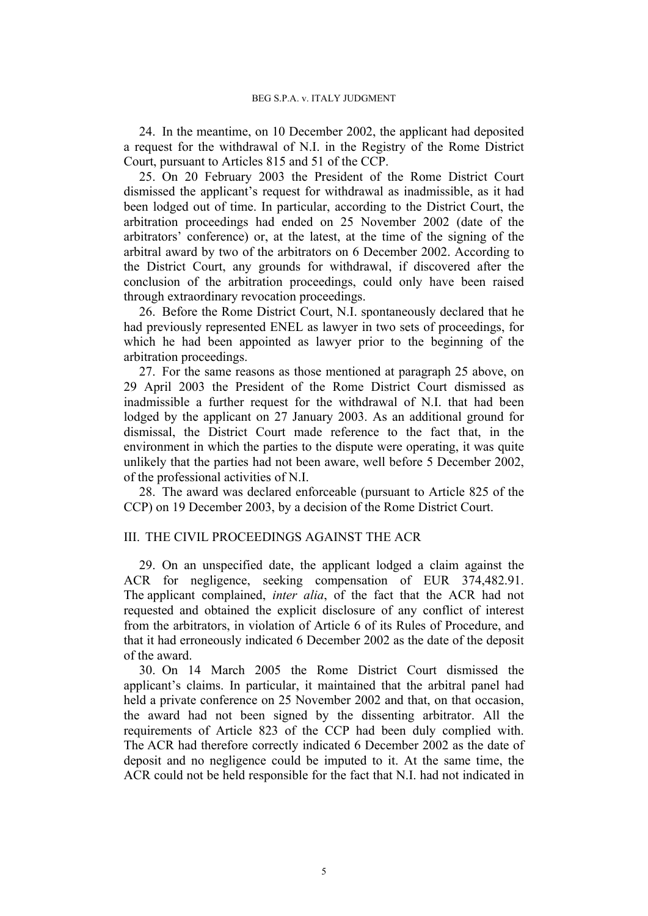24. In the meantime, on 10 December 2002, the applicant had deposited a request for the withdrawal of N.I. in the Registry of the Rome District Court, pursuant to Articles 815 and 51 of the CCP.

25. On 20 February 2003 the President of the Rome District Court dismissed the applicant's request for withdrawal as inadmissible, as it had been lodged out of time. In particular, according to the District Court, the arbitration proceedings had ended on 25 November 2002 (date of the arbitrators' conference) or, at the latest, at the time of the signing of the arbitral award by two of the arbitrators on 6 December 2002. According to the District Court, any grounds for withdrawal, if discovered after the conclusion of the arbitration proceedings, could only have been raised through extraordinary revocation proceedings.

26. Before the Rome District Court, N.I. spontaneously declared that he had previously represented ENEL as lawyer in two sets of proceedings, for which he had been appointed as lawyer prior to the beginning of the arbitration proceedings.

27. For the same reasons as those mentioned at paragraph 25 above, on 29 April 2003 the President of the Rome District Court dismissed as inadmissible a further request for the withdrawal of N.I. that had been lodged by the applicant on 27 January 2003. As an additional ground for dismissal, the District Court made reference to the fact that, in the environment in which the parties to the dispute were operating, it was quite unlikely that the parties had not been aware, well before 5 December 2002, of the professional activities of N.I.

28. The award was declared enforceable (pursuant to Article 825 of the CCP) on 19 December 2003, by a decision of the Rome District Court.

## III. THE CIVIL PROCEEDINGS AGAINST THE ACR

29. On an unspecified date, the applicant lodged a claim against the ACR for negligence, seeking compensation of EUR 374,482.91. The applicant complained, *inter alia*, of the fact that the ACR had not requested and obtained the explicit disclosure of any conflict of interest from the arbitrators, in violation of Article 6 of its Rules of Procedure, and that it had erroneously indicated 6 December 2002 as the date of the deposit of the award.

30. On 14 March 2005 the Rome District Court dismissed the applicant's claims. In particular, it maintained that the arbitral panel had held a private conference on 25 November 2002 and that, on that occasion, the award had not been signed by the dissenting arbitrator. All the requirements of Article 823 of the CCP had been duly complied with. The ACR had therefore correctly indicated 6 December 2002 as the date of deposit and no negligence could be imputed to it. At the same time, the ACR could not be held responsible for the fact that N.I. had not indicated in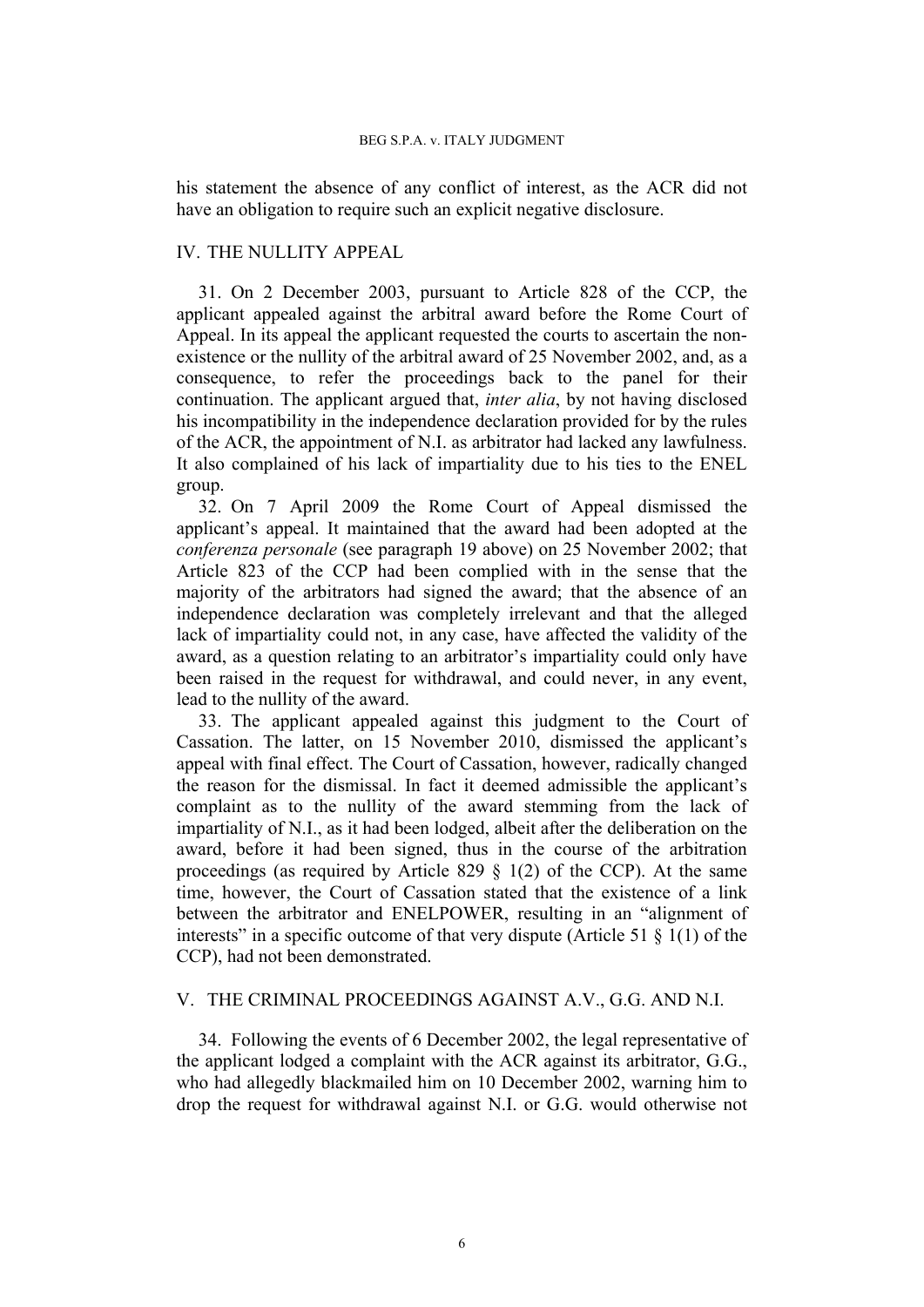his statement the absence of any conflict of interest, as the ACR did not have an obligation to require such an explicit negative disclosure.

## IV. THE NULLITY APPEAL

31. On 2 December 2003, pursuant to Article 828 of the CCP, the applicant appealed against the arbitral award before the Rome Court of Appeal. In its appeal the applicant requested the courts to ascertain the non-existence or the nullity of the arbitral award of 25 November 2002, and, as a consequence, to refer the proceedings back to the panel for their continuation. The applicant argued that, *inter alia*, by not having disclosed his incompatibility in the independence declaration provided for by the rules of the ACR, the appointment of N.I. as arbitrator had lacked any lawfulness. It also complained of his lack of impartiality due to his ties to the ENEL group.

32. On 7 April 2009 the Rome Court of Appeal dismissed the applicant's appeal. It maintained that the award had been adopted at the *conferenza personale* (see paragraph 19 above) on 25 November 2002; that Article 823 of the CCP had been complied with in the sense that the majority of the arbitrators had signed the award; that the absence of an independence declaration was completely irrelevant and that the alleged lack of impartiality could not, in any case, have affected the validity of the award, as a question relating to an arbitrator's impartiality could only have been raised in the request for withdrawal, and could never, in any event, lead to the nullity of the award.

33. The applicant appealed against this judgment to the Court of Cassation. The latter, on 15 November 2010, dismissed the applicant's appeal with final effect. The Court of Cassation, however, radically changed the reason for the dismissal. In fact it deemed admissible the applicant's complaint as to the nullity of the award stemming from the lack of impartiality of N.I., as it had been lodged, albeit after the deliberation on the award, before it had been signed, thus in the course of the arbitration proceedings (as required by Article 829 § 1(2) of the CCP). At the same time, however, the Court of Cassation stated that the existence of a link between the arbitrator and ENELPOWER, resulting in an "alignment of interests" in a specific outcome of that very dispute (Article 51 § 1(1) of the CCP), had not been demonstrated.

## V. THE CRIMINAL PROCEEDINGS AGAINST A.V., G.G. AND N.I.

34. Following the events of 6 December 2002, the legal representative of the applicant lodged a complaint with the ACR against its arbitrator, G.G., who had allegedly blackmailed him on 10 December 2002, warning him to drop the request for withdrawal against N.I. or G.G. would otherwise not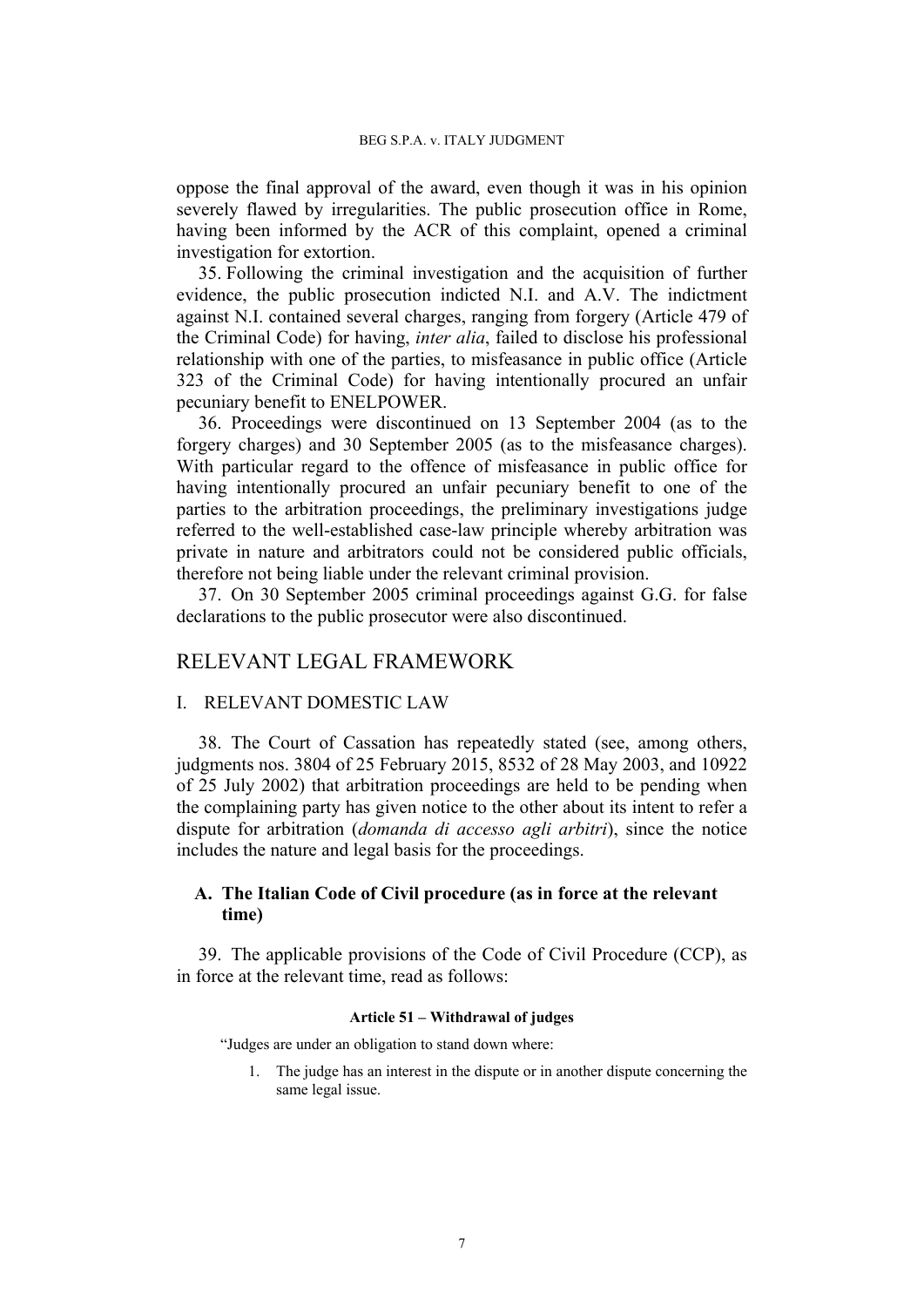oppose the final approval of the award, even though it was in his opinion severely flawed by irregularities. The public prosecution office in Rome, having been informed by the ACR of this complaint, opened a criminal investigation for extortion.

35. Following the criminal investigation and the acquisition of further evidence, the public prosecution indicted N.I. and A.V. The indictment against N.I. contained several charges, ranging from forgery (Article 479 of the Criminal Code) for having, *inter alia*, failed to disclose his professional relationship with one of the parties, to misfeasance in public office (Article 323 of the Criminal Code) for having intentionally procured an unfair pecuniary benefit to ENELPOWER.

36. Proceedings were discontinued on 13 September 2004 (as to the forgery charges) and 30 September 2005 (as to the misfeasance charges). With particular regard to the offence of misfeasance in public office for having intentionally procured an unfair pecuniary benefit to one of the parties to the arbitration proceedings, the preliminary investigations judge referred to the well-established case-law principle whereby arbitration was private in nature and arbitrators could not be considered public officials, therefore not being liable under the relevant criminal provision.

37. On 30 September 2005 criminal proceedings against G.G. for false declarations to the public prosecutor were also discontinued.

# RELEVANT LEGAL FRAMEWORK

## I. RELEVANT DOMESTIC LAW

38. The Court of Cassation has repeatedly stated (see, among others, judgments nos. 3804 of 25 February 2015, 8532 of 28 May 2003, and 10922 of 25 July 2002) that arbitration proceedings are held to be pending when the complaining party has given notice to the other about its intent to refer a dispute for arbitration (*domanda di accesso agli arbitri*), since the notice includes the nature and legal basis for the proceedings.

### A. The Italian Code of Civil procedure (as in force at the relevant time)

39. The applicable provisions of the Code of Civil Procedure (CCP), as in force at the relevant time, read as follows:

**Article 51 – Withdrawal of judges**

"Judges are under an obligation to stand down where:

1. The judge has an interest in the dispute or in another dispute concerning the same legal issue.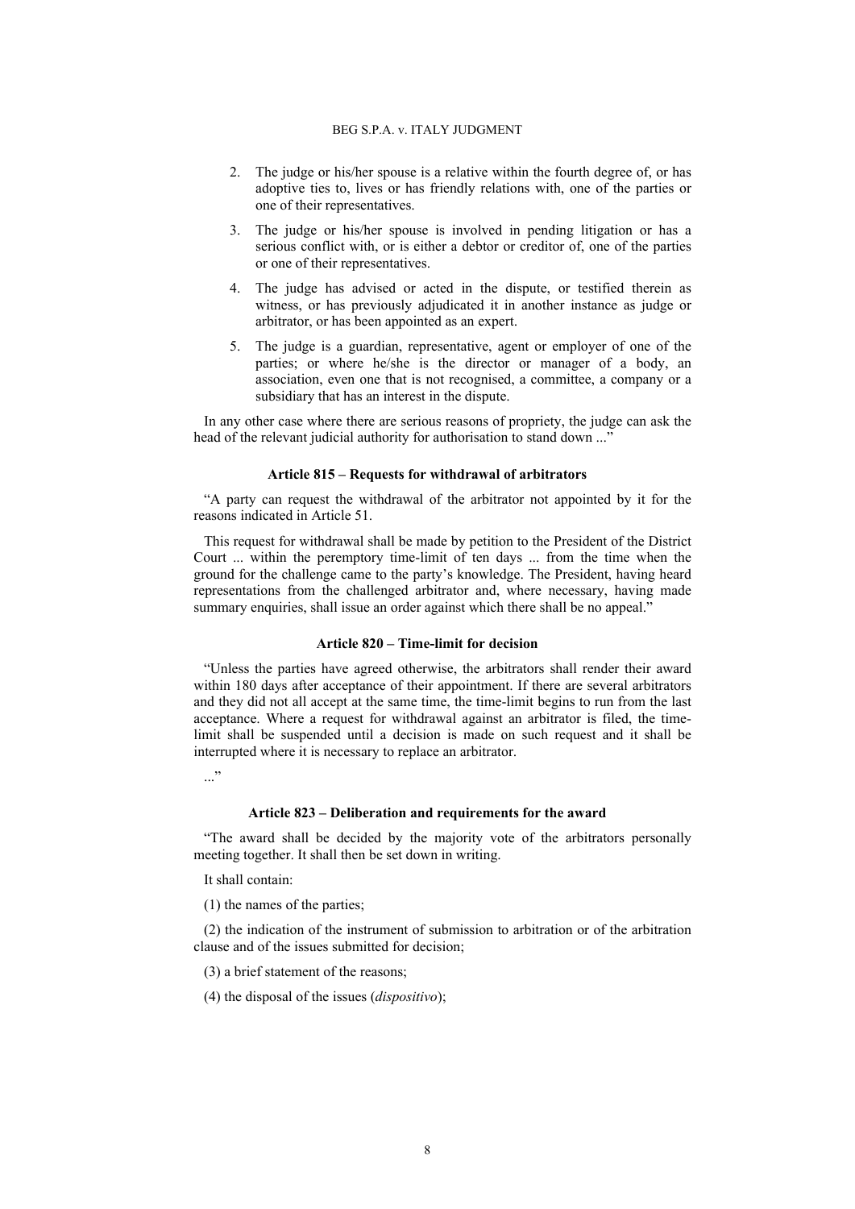2. The judge or his/her spouse is a relative within the fourth degree of, or has adoptive ties to, lives or has friendly relations with, one of the parties or one of their representatives.

3. The judge or his/her spouse is involved in pending litigation or has a serious conflict with, or is either a debtor or creditor of, one of the parties or one of their representatives.

4. The judge has advised or acted in the dispute, or testified therein as witness, or has previously adjudicated it in another instance as judge or arbitrator, or has been appointed as an expert.

5. The judge is a guardian, representative, agent or employer of one of the parties; or where he/she is the director or manager of a body, an association, even one that is not recognised, a committee, a company or a subsidiary that has an interest in the dispute.

In any other case where there are serious reasons of propriety, the judge can ask the head of the relevant judicial authority for authorisation to stand down ..."

#### Article 815 – Requests for withdrawal of arbitrators

"A party can request the withdrawal of the arbitrator not appointed by it for the reasons indicated in Article 51.

This request for withdrawal shall be made by petition to the President of the District Court ... within the peremptory time-limit of ten days ... from the time when the ground for the challenge came to the party's knowledge. The President, having heard representations from the challenged arbitrator and, where necessary, having made summary enquiries, shall issue an order against which there shall be no appeal."

#### Article 820 – Time-limit for decision

"Unless the parties have agreed otherwise, the arbitrators shall render their award within 180 days after acceptance of their appointment. If there are several arbitrators and they did not all accept at the same time, the time-limit begins to run from the last acceptance. Where a request for withdrawal against an arbitrator is filed, the time-limit shall be suspended until a decision is made on such request and it shall be interrupted where it is necessary to replace an arbitrator.

..."

#### Article 823 – Deliberation and requirements for the award

"The award shall be decided by the majority vote of the arbitrators personally meeting together. It shall then be set down in writing.

It shall contain:

(1) the names of the parties;

(2) the indication of the instrument of submission to arbitration or of the arbitration clause and of the issues submitted for decision;

(3) a brief statement of the reasons;

(4) the disposal of the issues (*dispositivo*);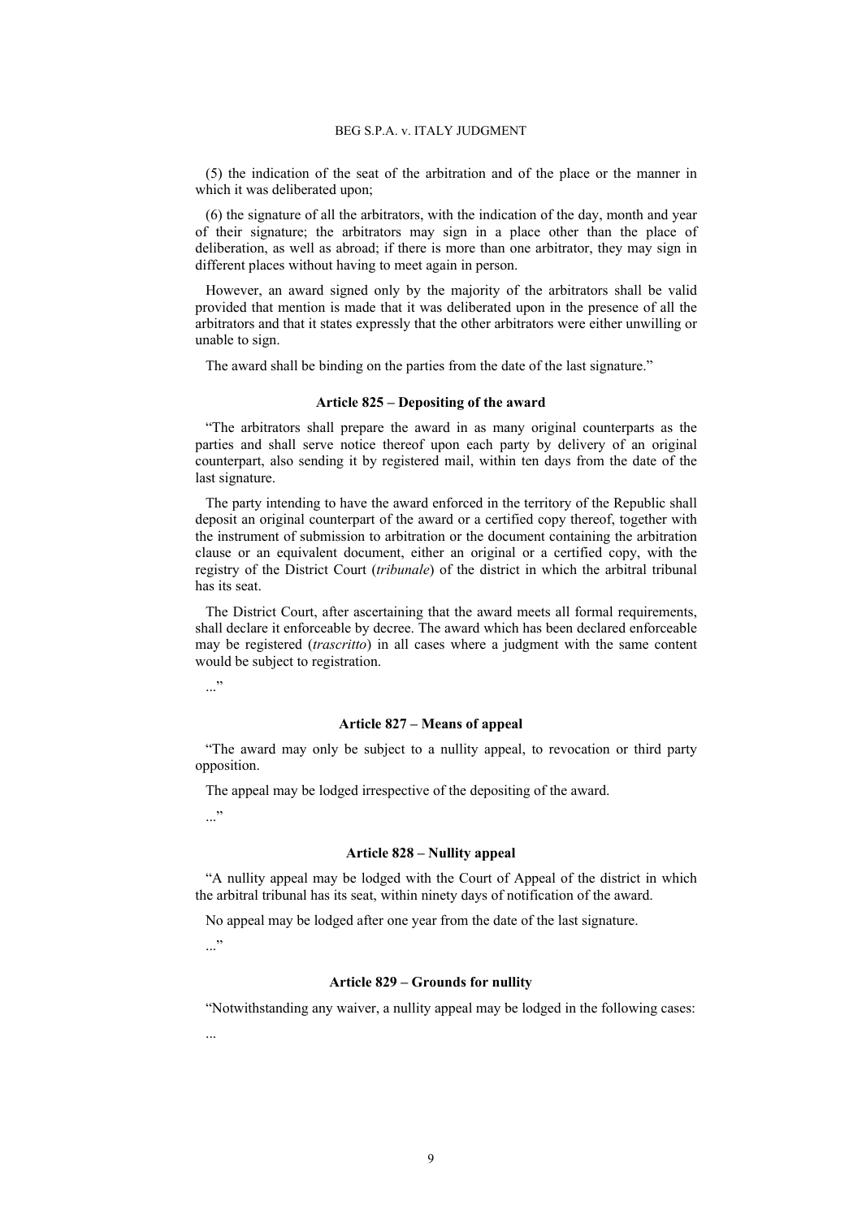(5) the indication of the seat of the arbitration and of the place or the manner in which it was deliberated upon;

(6) the signature of all the arbitrators, with the indication of the day, month and year of their signature; the arbitrators may sign in a place other than the place of deliberation, as well as abroad; if there is more than one arbitrator, they may sign in different places without having to meet again in person.

However, an award signed only by the majority of the arbitrators shall be valid provided that mention is made that it was deliberated upon in the presence of all the arbitrators and that it states expressly that the other arbitrators were either unwilling or unable to sign.

The award shall be binding on the parties from the date of the last signature."

#### Article 825 – Depositing of the award

"The arbitrators shall prepare the award in as many original counterparts as the parties and shall serve notice thereof upon each party by delivery of an original counterpart, also sending it by registered mail, within ten days from the date of the last signature.

The party intending to have the award enforced in the territory of the Republic shall deposit an original counterpart of the award or a certified copy thereof, together with the instrument of submission to arbitration or the document containing the arbitration clause or an equivalent document, either an original or a certified copy, with the registry of the District Court (*tribunale*) of the district in which the arbitral tribunal has its seat.

The District Court, after ascertaining that the award meets all formal requirements, shall declare it enforceable by decree. The award which has been declared enforceable may be registered (*trascritto*) in all cases where a judgment with the same content would be subject to registration.

..."

#### Article 827 – Means of appeal

"The award may only be subject to a nullity appeal, to revocation or third party opposition.

The appeal may be lodged irrespective of the depositing of the award.

..."

#### Article 828 – Nullity appeal

"A nullity appeal may be lodged with the Court of Appeal of the district in which the arbitral tribunal has its seat, within ninety days of notification of the award.

No appeal may be lodged after one year from the date of the last signature.

..."

#### Article 829 – Grounds for nullity

"Notwithstanding any waiver, a nullity appeal may be lodged in the following cases:

...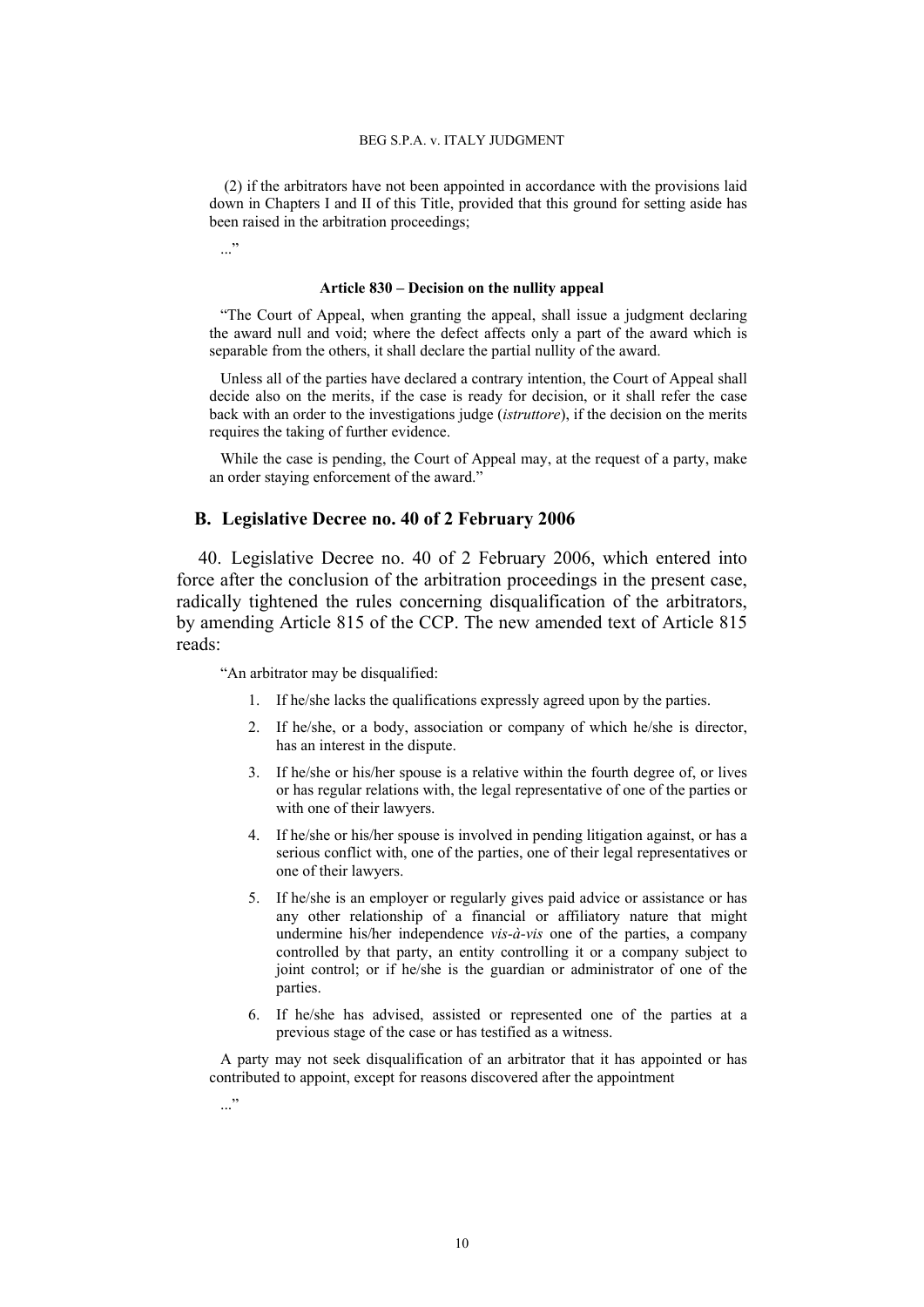(2) if the arbitrators have not been appointed in accordance with the provisions laid down in Chapters I and II of this Title, provided that this ground for setting aside has been raised in the arbitration proceedings;

..."

#### Article 830 – Decision on the nullity appeal

"The Court of Appeal, when granting the appeal, shall issue a judgment declaring the award null and void; where the defect affects only a part of the award which is separable from the others, it shall declare the partial nullity of the award.

Unless all of the parties have declared a contrary intention, the Court of Appeal shall decide also on the merits, if the case is ready for decision, or it shall refer the case back with an order to the investigations judge (*istruttore*), if the decision on the merits requires the taking of further evidence.

While the case is pending, the Court of Appeal may, at the request of a party, make an order staying enforcement of the award."

### B. Legislative Decree no. 40 of 2 February 2006

40. Legislative Decree no. 40 of 2 February 2006, which entered into force after the conclusion of the arbitration proceedings in the present case, radically tightened the rules concerning disqualification of the arbitrators, by amending Article 815 of the CCP. The new amended text of Article 815 reads:

"An arbitrator may be disqualified:

1. If he/she lacks the qualifications expressly agreed upon by the parties.
2. If he/she, or a body, association or company of which he/she is director, has an interest in the dispute.
3. If he/she or his/her spouse is a relative within the fourth degree of, or lives or has regular relations with, the legal representative of one of the parties or with one of their lawyers.
4. If he/she or his/her spouse is involved in pending litigation against, or has a serious conflict with, one of the parties, one of their legal representatives or one of their lawyers.
5. If he/she is an employer or regularly gives paid advice or assistance or has any other relationship of a financial or affiliatory nature that might undermine his/her independence *vis-à-vis* one of the parties, a company controlled by that party, an entity controlling it or a company subject to joint control; or if he/she is the guardian or administrator of one of the parties.
6. If he/she has advised, assisted or represented one of the parties at a previous stage of the case or has testified as a witness.

A party may not seek disqualification of an arbitrator that it has appointed or has contributed to appoint, except for reasons discovered after the appointment

..."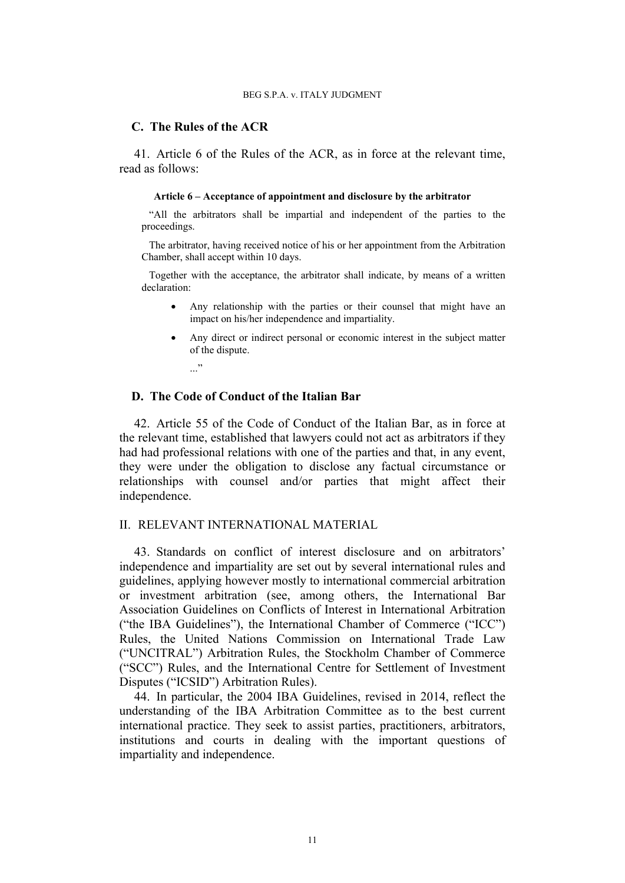## C. The Rules of the ACR

41. Article 6 of the Rules of the ACR, as in force at the relevant time, read as follows:

> **Article 6 – Acceptance of appointment and disclosure by the arbitrator**
>
> "All the arbitrators shall be impartial and independent of the parties to the proceedings.
>
> The arbitrator, having received notice of his or her appointment from the Arbitration Chamber, shall accept within 10 days.
>
> Together with the acceptance, the arbitrator shall indicate, by means of a written declaration:
>
> - Any relationship with the parties or their counsel that might have an impact on his/her independence and impartiality.
> - Any direct or indirect personal or economic interest in the subject matter of the dispute.
>
> ..."

## D. The Code of Conduct of the Italian Bar

42. Article 55 of the Code of Conduct of the Italian Bar, as in force at the relevant time, established that lawyers could not act as arbitrators if they had had professional relations with one of the parties and that, in any event, they were under the obligation to disclose any factual circumstance or relationships with counsel and/or parties that might affect their independence.

## II. RELEVANT INTERNATIONAL MATERIAL

43. Standards on conflict of interest disclosure and on arbitrators' independence and impartiality are set out by several international rules and guidelines, applying however mostly to international commercial arbitration or investment arbitration (see, among others, the International Bar Association Guidelines on Conflicts of Interest in International Arbitration ("the IBA Guidelines"), the International Chamber of Commerce ("ICC") Rules, the United Nations Commission on International Trade Law ("UNCITRAL") Arbitration Rules, the Stockholm Chamber of Commerce ("SCC") Rules, and the International Centre for Settlement of Investment Disputes ("ICSID") Arbitration Rules).

44. In particular, the 2004 IBA Guidelines, revised in 2014, reflect the understanding of the IBA Arbitration Committee as to the best current international practice. They seek to assist parties, practitioners, arbitrators, institutions and courts in dealing with the important questions of impartiality and independence.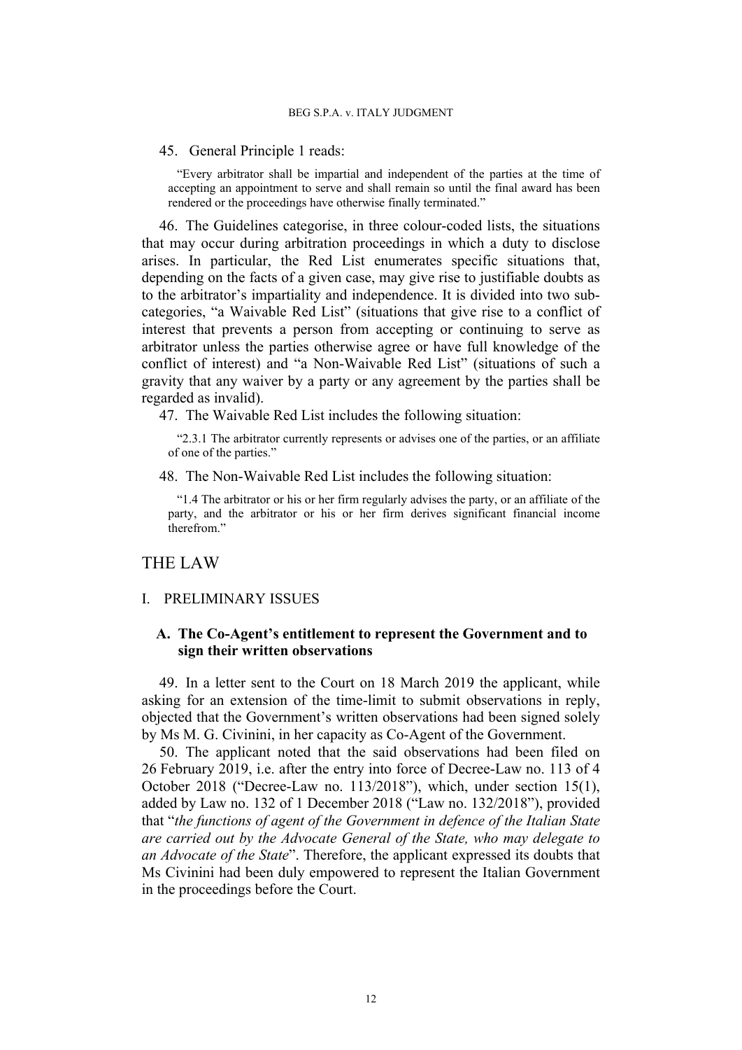45. General Principle 1 reads:

> "Every arbitrator shall be impartial and independent of the parties at the time of accepting an appointment to serve and shall remain so until the final award has been rendered or the proceedings have otherwise finally terminated."

46. The Guidelines categorise, in three colour-coded lists, the situations that may occur during arbitration proceedings in which a duty to disclose arises. In particular, the Red List enumerates specific situations that, depending on the facts of a given case, may give rise to justifiable doubts as to the arbitrator's impartiality and independence. It is divided into two sub-categories, "a Waivable Red List" (situations that give rise to a conflict of interest that prevents a person from accepting or continuing to serve as arbitrator unless the parties otherwise agree or have full knowledge of the conflict of interest) and "a Non-Waivable Red List" (situations of such a gravity that any waiver by a party or any agreement by the parties shall be regarded as invalid).

47. The Waivable Red List includes the following situation:

> "2.3.1 The arbitrator currently represents or advises one of the parties, or an affiliate of one of the parties."

48. The Non-Waivable Red List includes the following situation:

> "1.4 The arbitrator or his or her firm regularly advises the party, or an affiliate of the party, and the arbitrator or his or her firm derives significant financial income therefrom."

# THE LAW

## I. PRELIMINARY ISSUES

### A. The Co-Agent's entitlement to represent the Government and to sign their written observations

49. In a letter sent to the Court on 18 March 2019 the applicant, while asking for an extension of the time-limit to submit observations in reply, objected that the Government's written observations had been signed solely by Ms M. G. Civinini, in her capacity as Co-Agent of the Government.

50. The applicant noted that the said observations had been filed on 26 February 2019, i.e. after the entry into force of Decree-Law no. 113 of 4 October 2018 ("Decree-Law no. 113/2018"), which, under section 15(1), added by Law no. 132 of 1 December 2018 ("Law no. 132/2018"), provided that "*the functions of agent of the Government in defence of the Italian State are carried out by the Advocate General of the State, who may delegate to an Advocate of the State*". Therefore, the applicant expressed its doubts that Ms Civinini had been duly empowered to represent the Italian Government in the proceedings before the Court.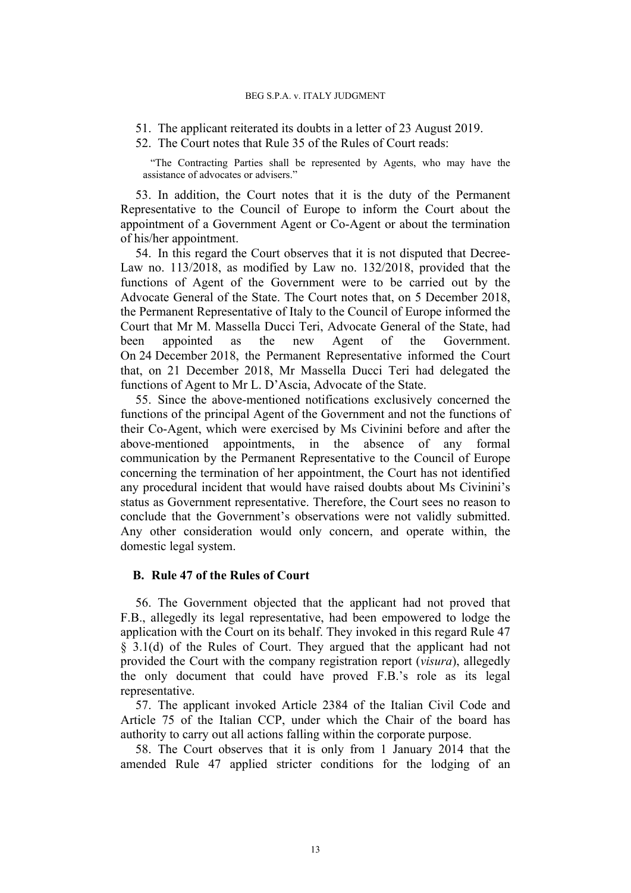51. The applicant reiterated its doubts in a letter of 23 August 2019.

52. The Court notes that Rule 35 of the Rules of Court reads:

> "The Contracting Parties shall be represented by Agents, who may have the assistance of advocates or advisers."

53. In addition, the Court notes that it is the duty of the Permanent Representative to the Council of Europe to inform the Court about the appointment of a Government Agent or Co-Agent or about the termination of his/her appointment.

54. In this regard the Court observes that it is not disputed that Decree-Law no. 113/2018, as modified by Law no. 132/2018, provided that the functions of Agent of the Government were to be carried out by the Advocate General of the State. The Court notes that, on 5 December 2018, the Permanent Representative of Italy to the Council of Europe informed the Court that Mr M. Massella Ducci Teri, Advocate General of the State, had been appointed as the new Agent of the Government. On 24 December 2018, the Permanent Representative informed the Court that, on 21 December 2018, Mr Massella Ducci Teri had delegated the functions of Agent to Mr L. D'Ascia, Advocate of the State.

55. Since the above-mentioned notifications exclusively concerned the functions of the principal Agent of the Government and not the functions of their Co-Agent, which were exercised by Ms Civinini before and after the above-mentioned appointments, in the absence of any formal communication by the Permanent Representative to the Council of Europe concerning the termination of her appointment, the Court has not identified any procedural incident that would have raised doubts about Ms Civinini's status as Government representative. Therefore, the Court sees no reason to conclude that the Government's observations were not validly submitted. Any other consideration would only concern, and operate within, the domestic legal system.

### B. Rule 47 of the Rules of Court

56. The Government objected that the applicant had not proved that F.B., allegedly its legal representative, had been empowered to lodge the application with the Court on its behalf. They invoked in this regard Rule 47 § 3.1(d) of the Rules of Court. They argued that the applicant had not provided the Court with the company registration report (*visura*), allegedly the only document that could have proved F.B.'s role as its legal representative.

57. The applicant invoked Article 2384 of the Italian Civil Code and Article 75 of the Italian CCP, under which the Chair of the board has authority to carry out all actions falling within the corporate purpose.

58. The Court observes that it is only from 1 January 2014 that the amended Rule 47 applied stricter conditions for the lodging of an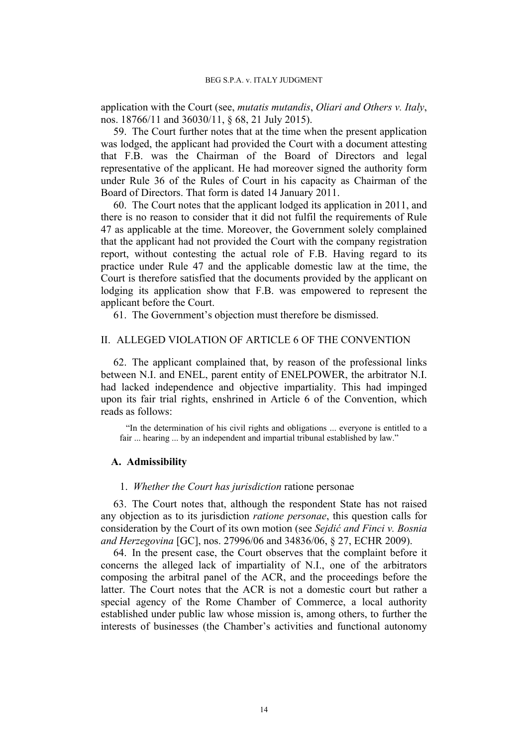application with the Court (see, *mutatis mutandis*, *Oliari and Others v. Italy*, nos. 18766/11 and 36030/11, § 68, 21 July 2015).

59. The Court further notes that at the time when the present application was lodged, the applicant had provided the Court with a document attesting that F.B. was the Chairman of the Board of Directors and legal representative of the applicant. He had moreover signed the authority form under Rule 36 of the Rules of Court in his capacity as Chairman of the Board of Directors. That form is dated 14 January 2011.

60. The Court notes that the applicant lodged its application in 2011, and there is no reason to consider that it did not fulfil the requirements of Rule 47 as applicable at the time. Moreover, the Government solely complained that the applicant had not provided the Court with the company registration report, without contesting the actual role of F.B. Having regard to its practice under Rule 47 and the applicable domestic law at the time, the Court is therefore satisfied that the documents provided by the applicant on lodging its application show that F.B. was empowered to represent the applicant before the Court.

61. The Government's objection must therefore be dismissed.

## II. ALLEGED VIOLATION OF ARTICLE 6 OF THE CONVENTION

62. The applicant complained that, by reason of the professional links between N.I. and ENEL, parent entity of ENELPOWER, the arbitrator N.I. had lacked independence and objective impartiality. This had impinged upon its fair trial rights, enshrined in Article 6 of the Convention, which reads as follows:

> "In the determination of his civil rights and obligations ... everyone is entitled to a fair ... hearing ... by an independent and impartial tribunal established by law."

### A. Admissibility

#### 1. *Whether the Court has jurisdiction* ratione personae

63. The Court notes that, although the respondent State has not raised any objection as to its jurisdiction *ratione personae*, this question calls for consideration by the Court of its own motion (see *Sejdić and Finci v. Bosnia and Herzegovina* [GC], nos. 27996/06 and 34836/06, § 27, ECHR 2009).

64. In the present case, the Court observes that the complaint before it concerns the alleged lack of impartiality of N.I., one of the arbitrators composing the arbitral panel of the ACR, and the proceedings before the latter. The Court notes that the ACR is not a domestic court but rather a special agency of the Rome Chamber of Commerce, a local authority established under public law whose mission is, among others, to further the interests of businesses (the Chamber's activities and functional autonomy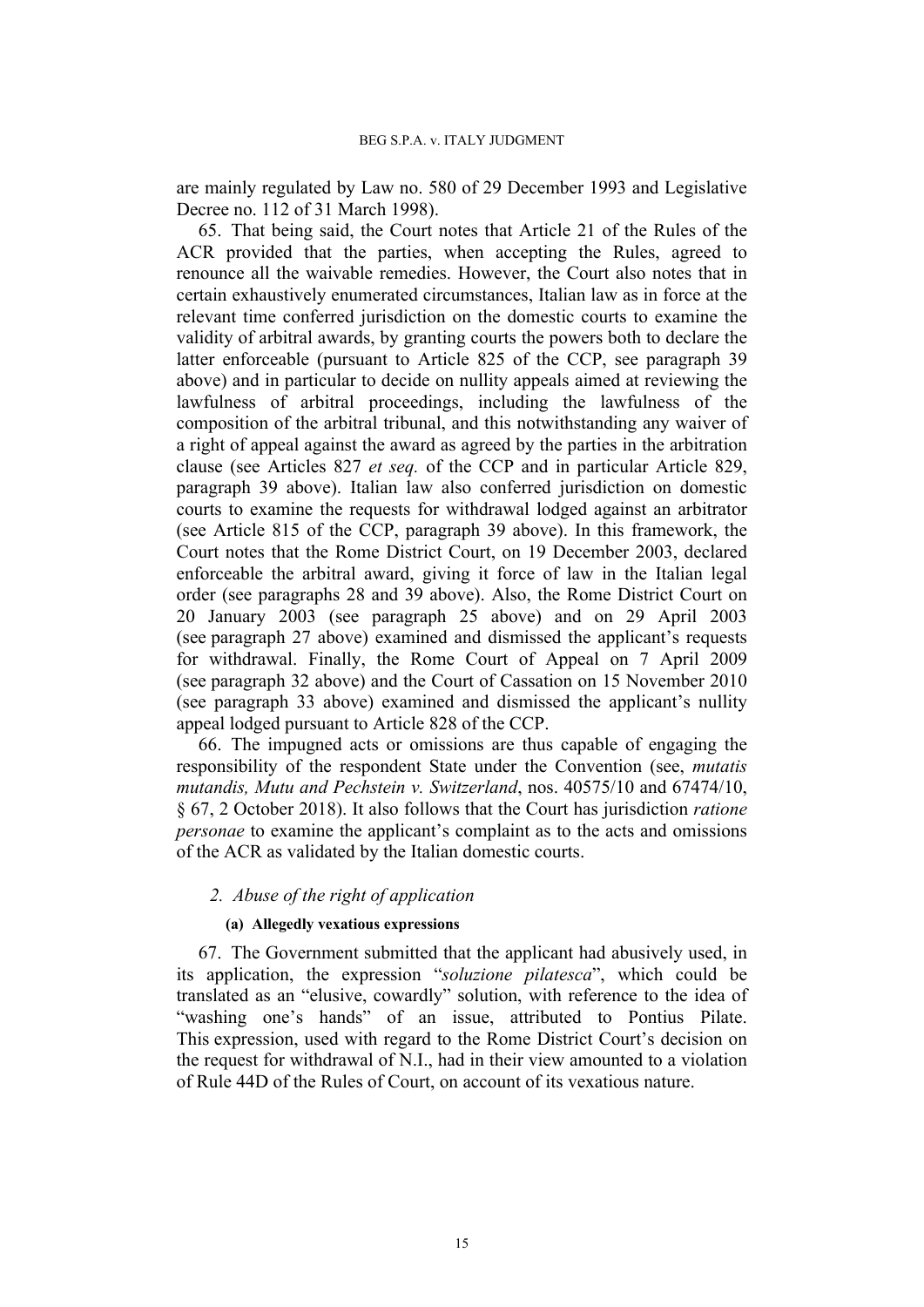are mainly regulated by Law no. 580 of 29 December 1993 and Legislative Decree no. 112 of 31 March 1998).

65. That being said, the Court notes that Article 21 of the Rules of the ACR provided that the parties, when accepting the Rules, agreed to renounce all the waivable remedies. However, the Court also notes that in certain exhaustively enumerated circumstances, Italian law as in force at the relevant time conferred jurisdiction on the domestic courts to examine the validity of arbitral awards, by granting courts the powers both to declare the latter enforceable (pursuant to Article 825 of the CCP, see paragraph 39 above) and in particular to decide on nullity appeals aimed at reviewing the lawfulness of arbitral proceedings, including the lawfulness of the composition of the arbitral tribunal, and this notwithstanding any waiver of a right of appeal against the award as agreed by the parties in the arbitration clause (see Articles 827 *et seq.* of the CCP and in particular Article 829, paragraph 39 above). Italian law also conferred jurisdiction on domestic courts to examine the requests for withdrawal lodged against an arbitrator (see Article 815 of the CCP, paragraph 39 above). In this framework, the Court notes that the Rome District Court, on 19 December 2003, declared enforceable the arbitral award, giving it force of law in the Italian legal order (see paragraphs 28 and 39 above). Also, the Rome District Court on 20 January 2003 (see paragraph 25 above) and on 29 April 2003 (see paragraph 27 above) examined and dismissed the applicant's requests for withdrawal. Finally, the Rome Court of Appeal on 7 April 2009 (see paragraph 32 above) and the Court of Cassation on 15 November 2010 (see paragraph 33 above) examined and dismissed the applicant's nullity appeal lodged pursuant to Article 828 of the CCP.

66. The impugned acts or omissions are thus capable of engaging the responsibility of the respondent State under the Convention (see, *mutatis mutandis, Mutu and Pechstein v. Switzerland*, nos. 40575/10 and 67474/10, § 67, 2 October 2018). It also follows that the Court has jurisdiction *ratione personae* to examine the applicant's complaint as to the acts and omissions of the ACR as validated by the Italian domestic courts.

*2. Abuse of the right of application*

**(a) Allegedly vexatious expressions**

67. The Government submitted that the applicant had abusively used, in its application, the expression "*soluzione pilatesca*", which could be translated as an "elusive, cowardly" solution, with reference to the idea of "washing one's hands" of an issue, attributed to Pontius Pilate. This expression, used with regard to the Rome District Court's decision on the request for withdrawal of N.I., had in their view amounted to a violation of Rule 44D of the Rules of Court, on account of its vexatious nature.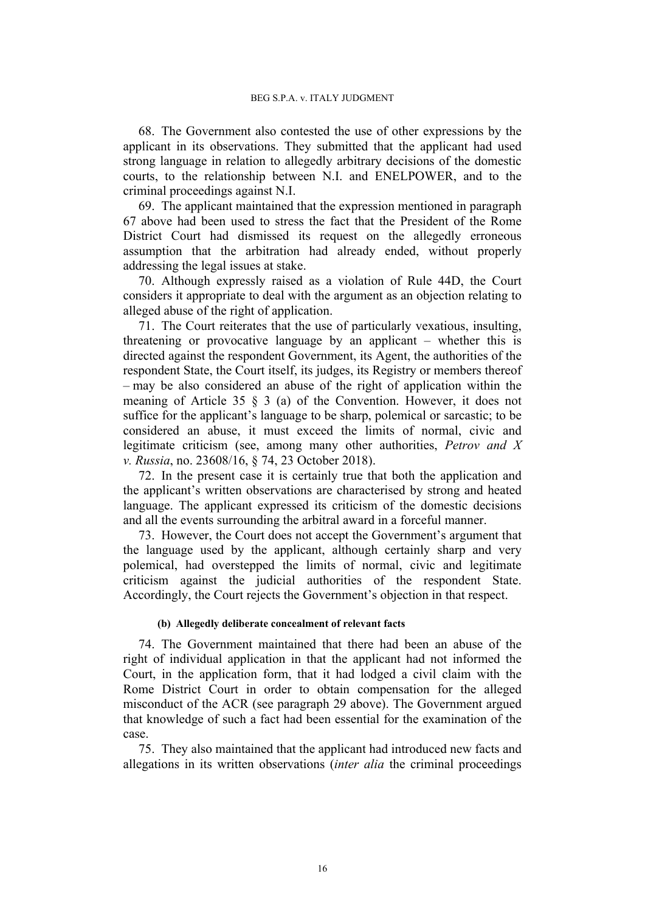68. The Government also contested the use of other expressions by the applicant in its observations. They submitted that the applicant had used strong language in relation to allegedly arbitrary decisions of the domestic courts, to the relationship between N.I. and ENELPOWER, and to the criminal proceedings against N.I.

69. The applicant maintained that the expression mentioned in paragraph 67 above had been used to stress the fact that the President of the Rome District Court had dismissed its request on the allegedly erroneous assumption that the arbitration had already ended, without properly addressing the legal issues at stake.

70. Although expressly raised as a violation of Rule 44D, the Court considers it appropriate to deal with the argument as an objection relating to alleged abuse of the right of application.

71. The Court reiterates that the use of particularly vexatious, insulting, threatening or provocative language by an applicant – whether this is directed against the respondent Government, its Agent, the authorities of the respondent State, the Court itself, its judges, its Registry or members thereof – may be also considered an abuse of the right of application within the meaning of Article 35 § 3 (a) of the Convention. However, it does not suffice for the applicant's language to be sharp, polemical or sarcastic; to be considered an abuse, it must exceed the limits of normal, civic and legitimate criticism (see, among many other authorities, *Petrov and X v. Russia*, no. 23608/16, § 74, 23 October 2018).

72. In the present case it is certainly true that both the application and the applicant's written observations are characterised by strong and heated language. The applicant expressed its criticism of the domestic decisions and all the events surrounding the arbitral award in a forceful manner.

73. However, the Court does not accept the Government's argument that the language used by the applicant, although certainly sharp and very polemical, had overstepped the limits of normal, civic and legitimate criticism against the judicial authorities of the respondent State. Accordingly, the Court rejects the Government's objection in that respect.

#### (b) Allegedly deliberate concealment of relevant facts

74. The Government maintained that there had been an abuse of the right of individual application in that the applicant had not informed the Court, in the application form, that it had lodged a civil claim with the Rome District Court in order to obtain compensation for the alleged misconduct of the ACR (see paragraph 29 above). The Government argued that knowledge of such a fact had been essential for the examination of the case.

75. They also maintained that the applicant had introduced new facts and allegations in its written observations (*inter alia* the criminal proceedings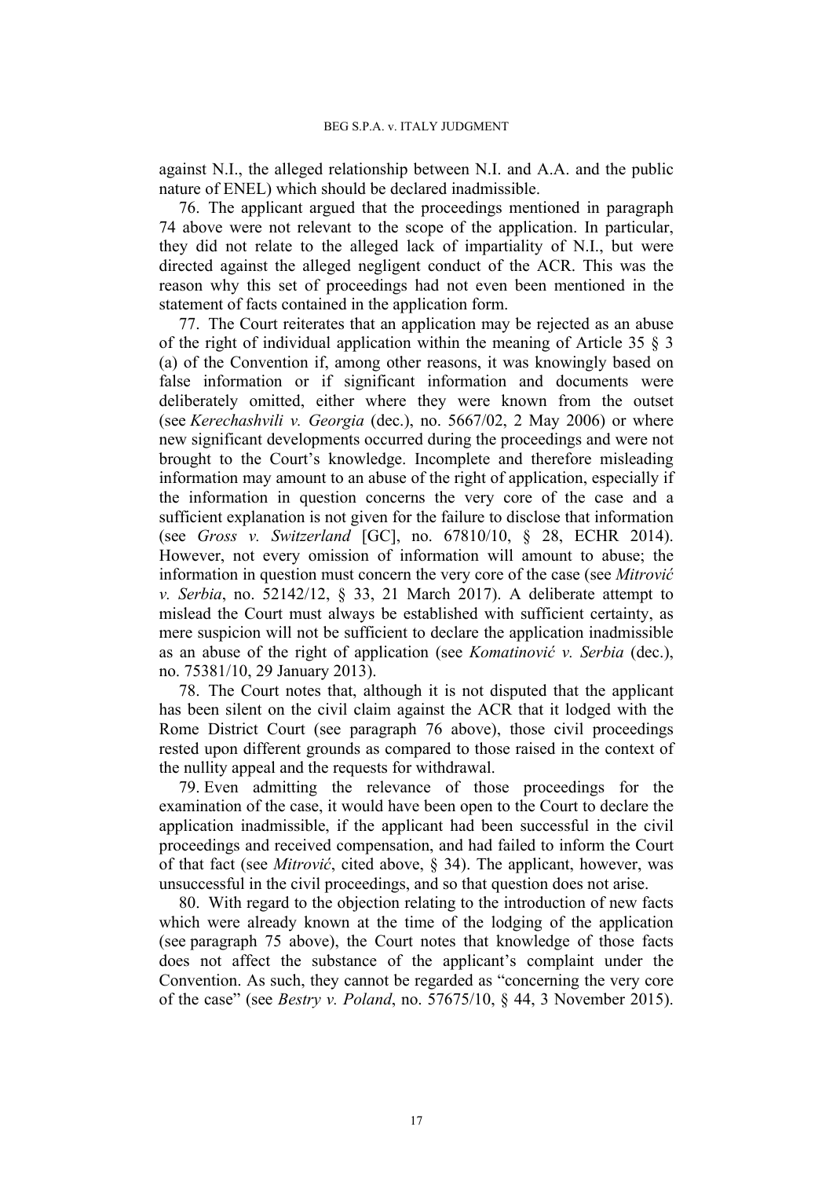against N.I., the alleged relationship between N.I. and A.A. and the public nature of ENEL) which should be declared inadmissible.

76. The applicant argued that the proceedings mentioned in paragraph 74 above were not relevant to the scope of the application. In particular, they did not relate to the alleged lack of impartiality of N.I., but were directed against the alleged negligent conduct of the ACR. This was the reason why this set of proceedings had not even been mentioned in the statement of facts contained in the application form.

77. The Court reiterates that an application may be rejected as an abuse of the right of individual application within the meaning of Article 35 § 3 (a) of the Convention if, among other reasons, it was knowingly based on false information or if significant information and documents were deliberately omitted, either where they were known from the outset (see *Kerechashvili v. Georgia* (dec.), no. 5667/02, 2 May 2006) or where new significant developments occurred during the proceedings and were not brought to the Court's knowledge. Incomplete and therefore misleading information may amount to an abuse of the right of application, especially if the information in question concerns the very core of the case and a sufficient explanation is not given for the failure to disclose that information (see *Gross v. Switzerland* [GC], no. 67810/10, § 28, ECHR 2014). However, not every omission of information will amount to abuse; the information in question must concern the very core of the case (see *Mitrović v. Serbia*, no. 52142/12, § 33, 21 March 2017). A deliberate attempt to mislead the Court must always be established with sufficient certainty, as mere suspicion will not be sufficient to declare the application inadmissible as an abuse of the right of application (see *Komatinović v. Serbia* (dec.), no. 75381/10, 29 January 2013).

78. The Court notes that, although it is not disputed that the applicant has been silent on the civil claim against the ACR that it lodged with the Rome District Court (see paragraph 76 above), those civil proceedings rested upon different grounds as compared to those raised in the context of the nullity appeal and the requests for withdrawal.

79. Even admitting the relevance of those proceedings for the examination of the case, it would have been open to the Court to declare the application inadmissible, if the applicant had been successful in the civil proceedings and received compensation, and had failed to inform the Court of that fact (see *Mitrović*, cited above, § 34). The applicant, however, was unsuccessful in the civil proceedings, and so that question does not arise.

80. With regard to the objection relating to the introduction of new facts which were already known at the time of the lodging of the application (see paragraph 75 above), the Court notes that knowledge of those facts does not affect the substance of the applicant's complaint under the Convention. As such, they cannot be regarded as "concerning the very core of the case" (see *Bestry v. Poland*, no. 57675/10, § 44, 3 November 2015).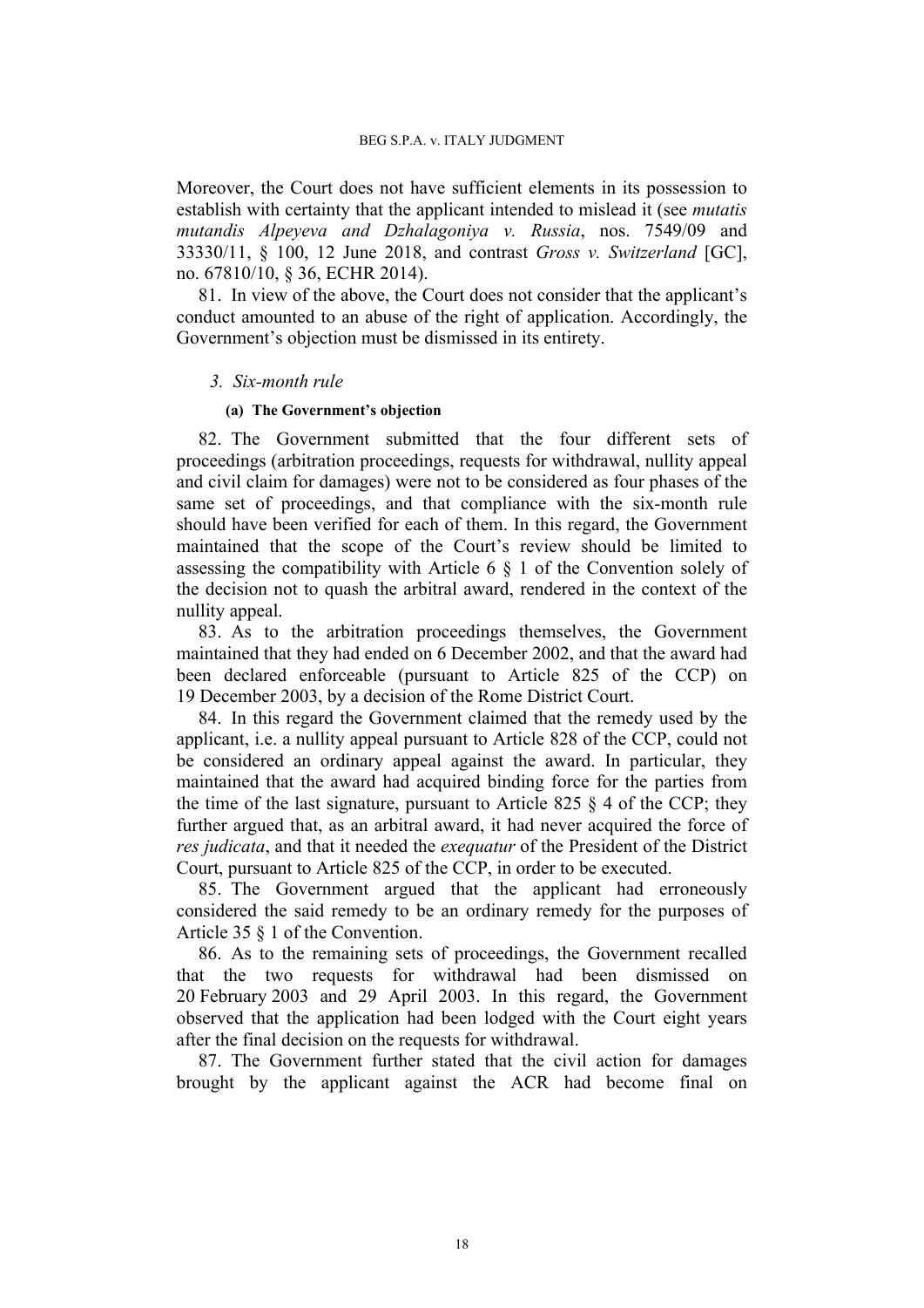Moreover, the Court does not have sufficient elements in its possession to establish with certainty that the applicant intended to mislead it (see *mutatis mutandis Alpeyeva and Dzhalagoniya v. Russia*, nos. 7549/09 and 33330/11, § 100, 12 June 2018, and contrast *Gross v. Switzerland* [GC], no. 67810/10, § 36, ECHR 2014).

81. In view of the above, the Court does not consider that the applicant's conduct amounted to an abuse of the right of application. Accordingly, the Government's objection must be dismissed in its entirety.

### *3. Six-month rule*

#### **(a) The Government's objection**

82. The Government submitted that the four different sets of proceedings (arbitration proceedings, requests for withdrawal, nullity appeal and civil claim for damages) were not to be considered as four phases of the same set of proceedings, and that compliance with the six-month rule should have been verified for each of them. In this regard, the Government maintained that the scope of the Court's review should be limited to assessing the compatibility with Article 6 § 1 of the Convention solely of the decision not to quash the arbitral award, rendered in the context of the nullity appeal.

83. As to the arbitration proceedings themselves, the Government maintained that they had ended on 6 December 2002, and that the award had been declared enforceable (pursuant to Article 825 of the CCP) on 19 December 2003, by a decision of the Rome District Court.

84. In this regard the Government claimed that the remedy used by the applicant, i.e. a nullity appeal pursuant to Article 828 of the CCP, could not be considered an ordinary appeal against the award. In particular, they maintained that the award had acquired binding force for the parties from the time of the last signature, pursuant to Article 825 § 4 of the CCP; they further argued that, as an arbitral award, it had never acquired the force of *res judicata*, and that it needed the *exequatur* of the President of the District Court, pursuant to Article 825 of the CCP, in order to be executed.

85. The Government argued that the applicant had erroneously considered the said remedy to be an ordinary remedy for the purposes of Article 35 § 1 of the Convention.

86. As to the remaining sets of proceedings, the Government recalled that the two requests for withdrawal had been dismissed on 20 February 2003 and 29 April 2003. In this regard, the Government observed that the application had been lodged with the Court eight years after the final decision on the requests for withdrawal.

87. The Government further stated that the civil action for damages brought by the applicant against the ACR had become final on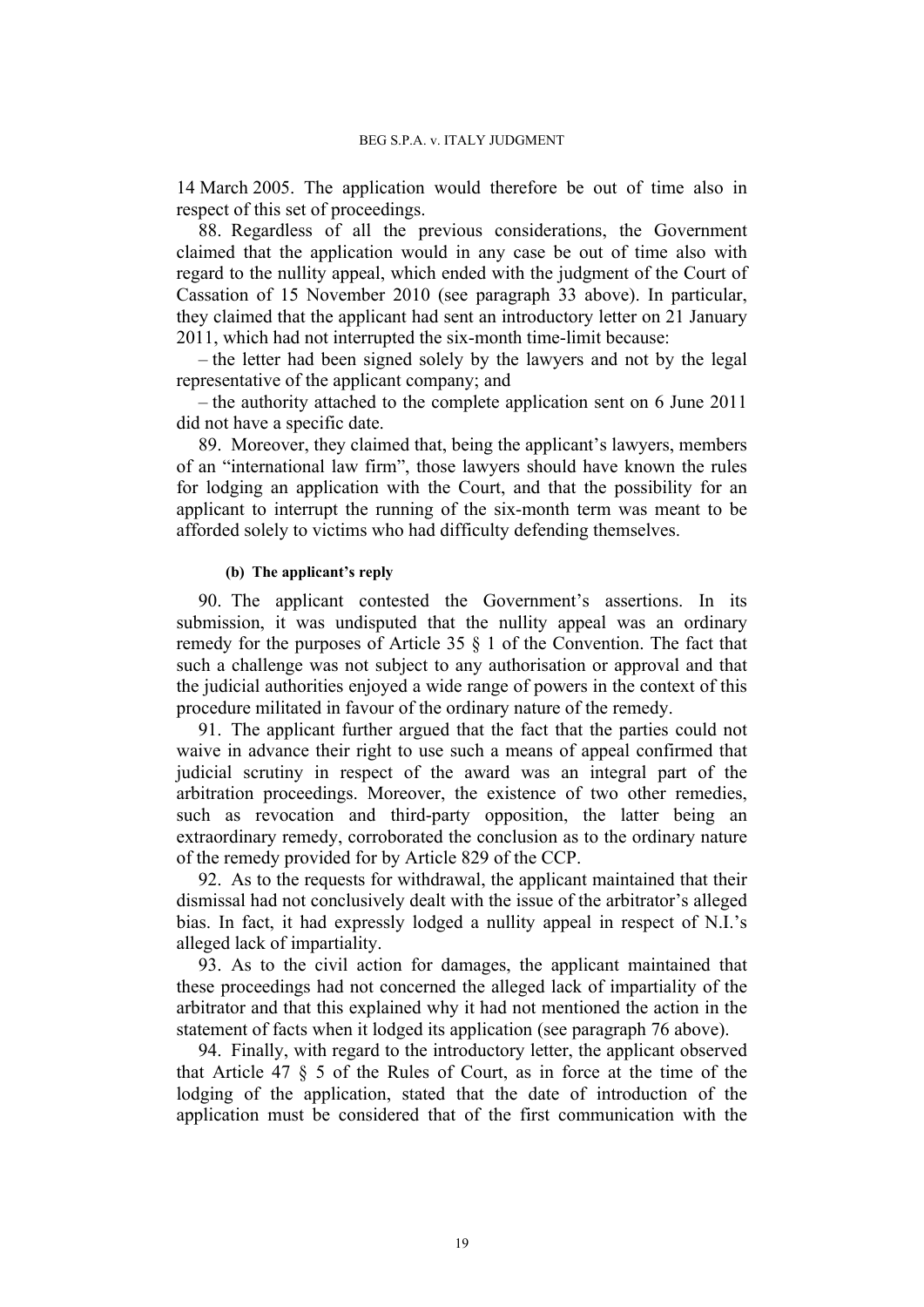14 March 2005. The application would therefore be out of time also in respect of this set of proceedings.

88. Regardless of all the previous considerations, the Government claimed that the application would in any case be out of time also with regard to the nullity appeal, which ended with the judgment of the Court of Cassation of 15 November 2010 (see paragraph 33 above). In particular, they claimed that the applicant had sent an introductory letter on 21 January 2011, which had not interrupted the six-month time-limit because:

– the letter had been signed solely by the lawyers and not by the legal representative of the applicant company; and

– the authority attached to the complete application sent on 6 June 2011 did not have a specific date.

89. Moreover, they claimed that, being the applicant's lawyers, members of an "international law firm", those lawyers should have known the rules for lodging an application with the Court, and that the possibility for an applicant to interrupt the running of the six-month term was meant to be afforded solely to victims who had difficulty defending themselves.

#### (b) The applicant's reply

90. The applicant contested the Government's assertions. In its submission, it was undisputed that the nullity appeal was an ordinary remedy for the purposes of Article 35 § 1 of the Convention. The fact that such a challenge was not subject to any authorisation or approval and that the judicial authorities enjoyed a wide range of powers in the context of this procedure militated in favour of the ordinary nature of the remedy.

91. The applicant further argued that the fact that the parties could not waive in advance their right to use such a means of appeal confirmed that judicial scrutiny in respect of the award was an integral part of the arbitration proceedings. Moreover, the existence of two other remedies, such as revocation and third-party opposition, the latter being an extraordinary remedy, corroborated the conclusion as to the ordinary nature of the remedy provided for by Article 829 of the CCP.

92. As to the requests for withdrawal, the applicant maintained that their dismissal had not conclusively dealt with the issue of the arbitrator's alleged bias. In fact, it had expressly lodged a nullity appeal in respect of N.I.'s alleged lack of impartiality.

93. As to the civil action for damages, the applicant maintained that these proceedings had not concerned the alleged lack of impartiality of the arbitrator and that this explained why it had not mentioned the action in the statement of facts when it lodged its application (see paragraph 76 above).

94. Finally, with regard to the introductory letter, the applicant observed that Article 47 § 5 of the Rules of Court, as in force at the time of the lodging of the application, stated that the date of introduction of the application must be considered that of the first communication with the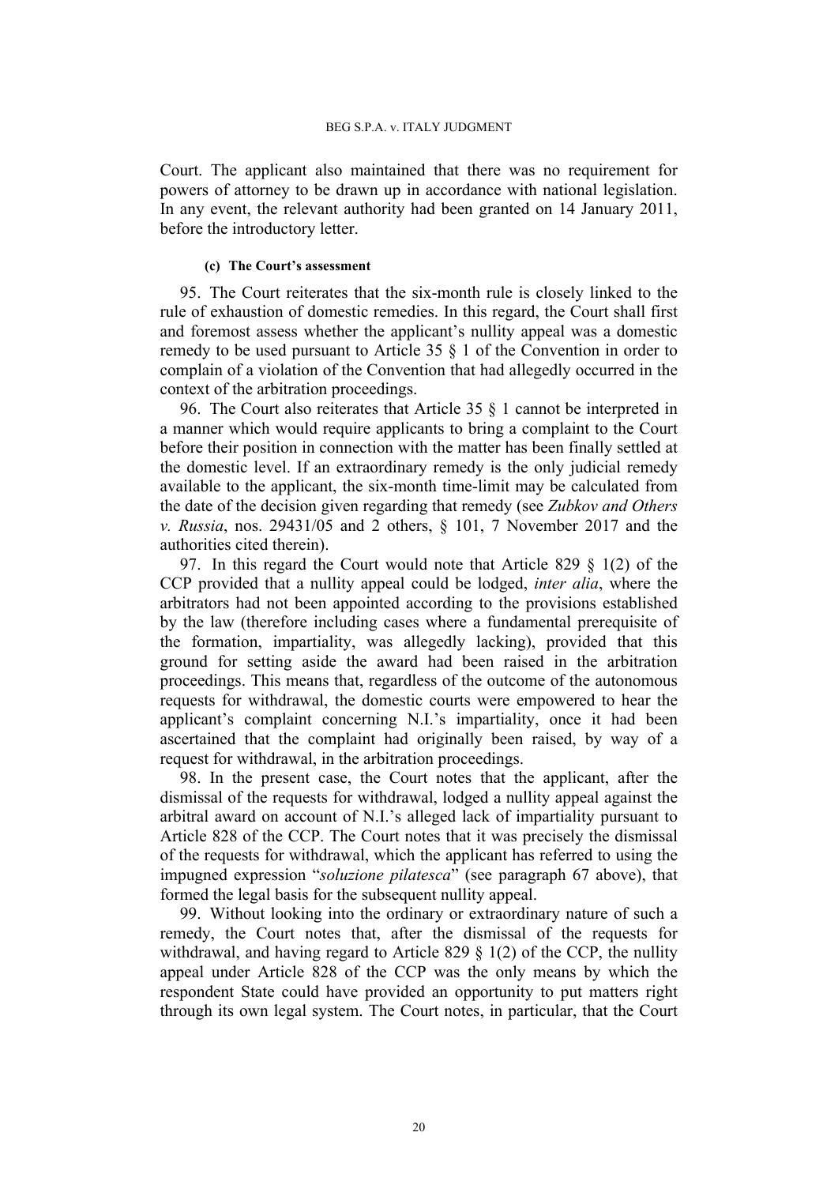Court. The applicant also maintained that there was no requirement for powers of attorney to be drawn up in accordance with national legislation. In any event, the relevant authority had been granted on 14 January 2011, before the introductory letter.

#### (c) The Court's assessment

95. The Court reiterates that the six-month rule is closely linked to the rule of exhaustion of domestic remedies. In this regard, the Court shall first and foremost assess whether the applicant's nullity appeal was a domestic remedy to be used pursuant to Article 35 § 1 of the Convention in order to complain of a violation of the Convention that had allegedly occurred in the context of the arbitration proceedings.

96. The Court also reiterates that Article 35 § 1 cannot be interpreted in a manner which would require applicants to bring a complaint to the Court before their position in connection with the matter has been finally settled at the domestic level. If an extraordinary remedy is the only judicial remedy available to the applicant, the six-month time-limit may be calculated from the date of the decision given regarding that remedy (see *Zubkov and Others v. Russia*, nos. 29431/05 and 2 others, § 101, 7 November 2017 and the authorities cited therein).

97. In this regard the Court would note that Article 829 § 1(2) of the CCP provided that a nullity appeal could be lodged, *inter alia*, where the arbitrators had not been appointed according to the provisions established by the law (therefore including cases where a fundamental prerequisite of the formation, impartiality, was allegedly lacking), provided that this ground for setting aside the award had been raised in the arbitration proceedings. This means that, regardless of the outcome of the autonomous requests for withdrawal, the domestic courts were empowered to hear the applicant's complaint concerning N.I.'s impartiality, once it had been ascertained that the complaint had originally been raised, by way of a request for withdrawal, in the arbitration proceedings.

98. In the present case, the Court notes that the applicant, after the dismissal of the requests for withdrawal, lodged a nullity appeal against the arbitral award on account of N.I.'s alleged lack of impartiality pursuant to Article 828 of the CCP. The Court notes that it was precisely the dismissal of the requests for withdrawal, which the applicant has referred to using the impugned expression "*soluzione pilatesca*" (see paragraph 67 above), that formed the legal basis for the subsequent nullity appeal.

99. Without looking into the ordinary or extraordinary nature of such a remedy, the Court notes that, after the dismissal of the requests for withdrawal, and having regard to Article 829 § 1(2) of the CCP, the nullity appeal under Article 828 of the CCP was the only means by which the respondent State could have provided an opportunity to put matters right through its own legal system. The Court notes, in particular, that the Court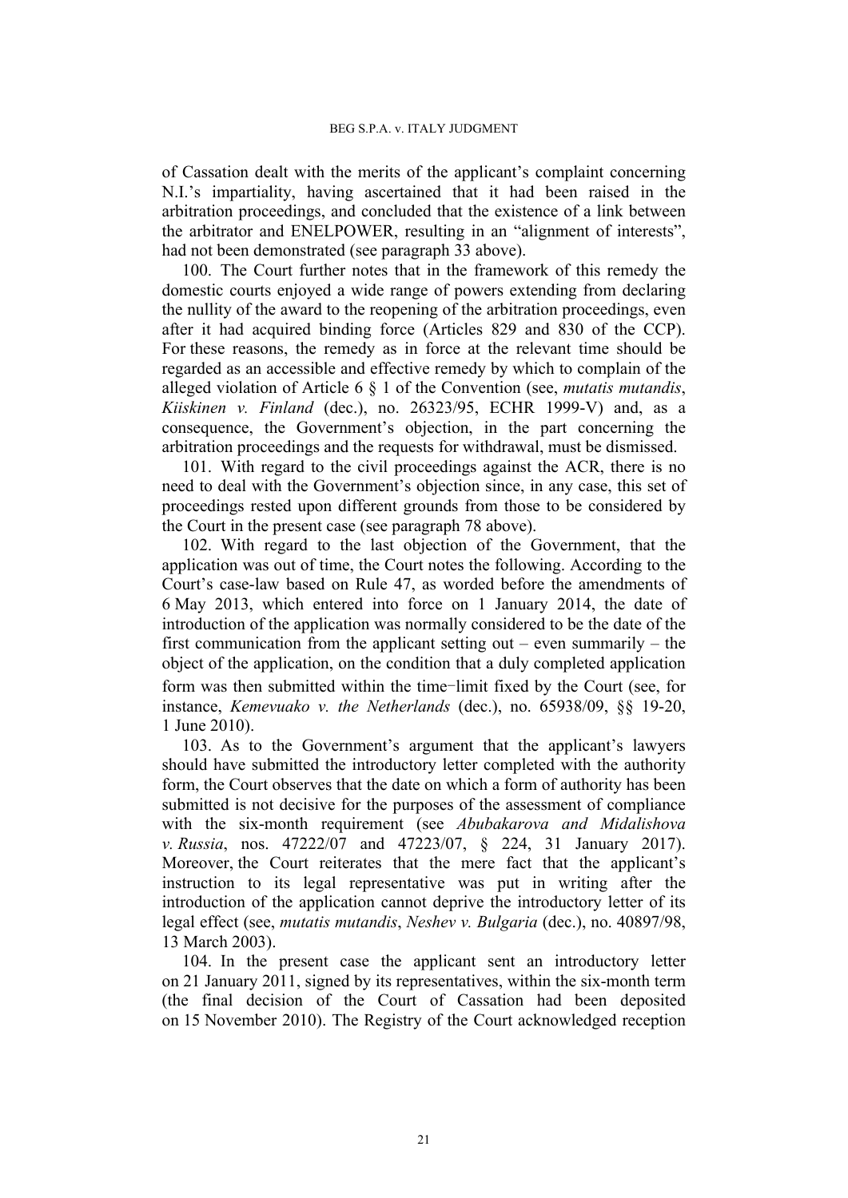of Cassation dealt with the merits of the applicant's complaint concerning N.I.'s impartiality, having ascertained that it had been raised in the arbitration proceedings, and concluded that the existence of a link between the arbitrator and ENELPOWER, resulting in an "alignment of interests", had not been demonstrated (see paragraph 33 above).

100. The Court further notes that in the framework of this remedy the domestic courts enjoyed a wide range of powers extending from declaring the nullity of the award to the reopening of the arbitration proceedings, even after it had acquired binding force (Articles 829 and 830 of the CCP). For these reasons, the remedy as in force at the relevant time should be regarded as an accessible and effective remedy by which to complain of the alleged violation of Article 6 § 1 of the Convention (see, *mutatis mutandis*, *Kiiskinen v. Finland* (dec.), no. 26323/95, ECHR 1999-V) and, as a consequence, the Government's objection, in the part concerning the arbitration proceedings and the requests for withdrawal, must be dismissed.

101. With regard to the civil proceedings against the ACR, there is no need to deal with the Government's objection since, in any case, this set of proceedings rested upon different grounds from those to be considered by the Court in the present case (see paragraph 78 above).

102. With regard to the last objection of the Government, that the application was out of time, the Court notes the following. According to the Court's case-law based on Rule 47, as worded before the amendments of 6 May 2013, which entered into force on 1 January 2014, the date of introduction of the application was normally considered to be the date of the first communication from the applicant setting out – even summarily – the object of the application, on the condition that a duly completed application form was then submitted within the time-limit fixed by the Court (see, for instance, *Kemevuako v. the Netherlands* (dec.), no. 65938/09, §§ 19-20, 1 June 2010).

103. As to the Government's argument that the applicant's lawyers should have submitted the introductory letter completed with the authority form, the Court observes that the date on which a form of authority has been submitted is not decisive for the purposes of the assessment of compliance with the six-month requirement (see *Abubakarova and Midalishova v. Russia*, nos. 47222/07 and 47223/07, § 224, 31 January 2017). Moreover, the Court reiterates that the mere fact that the applicant's instruction to its legal representative was put in writing after the introduction of the application cannot deprive the introductory letter of its legal effect (see, *mutatis mutandis*, *Neshev v. Bulgaria* (dec.), no. 40897/98, 13 March 2003).

104. In the present case the applicant sent an introductory letter on 21 January 2011, signed by its representatives, within the six-month term (the final decision of the Court of Cassation had been deposited on 15 November 2010). The Registry of the Court acknowledged reception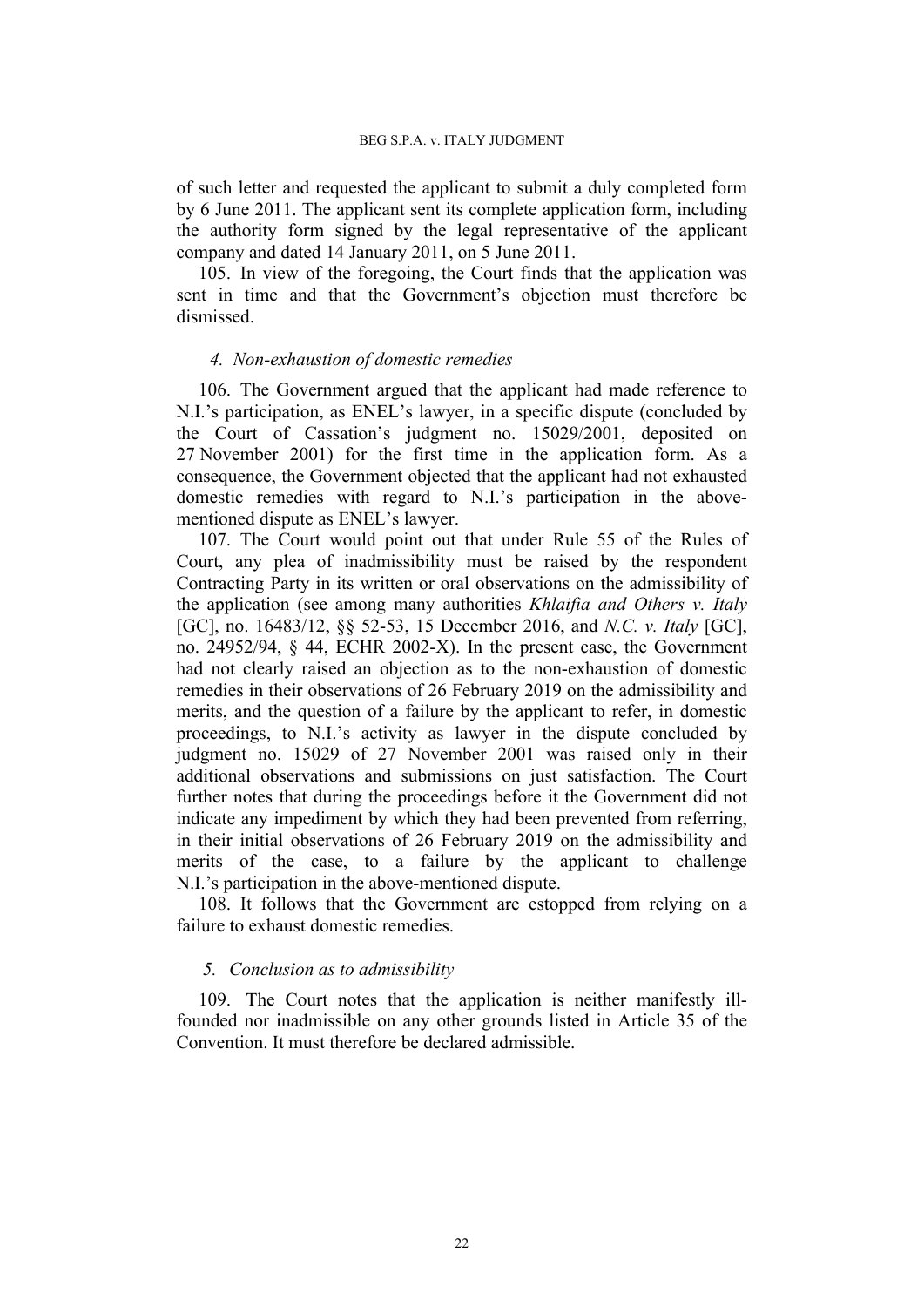of such letter and requested the applicant to submit a duly completed form by 6 June 2011. The applicant sent its complete application form, including the authority form signed by the legal representative of the applicant company and dated 14 January 2011, on 5 June 2011.

105. In view of the foregoing, the Court finds that the application was sent in time and that the Government's objection must therefore be dismissed.

#### *4. Non-exhaustion of domestic remedies*

106. The Government argued that the applicant had made reference to N.I.'s participation, as ENEL's lawyer, in a specific dispute (concluded by the Court of Cassation's judgment no. 15029/2001, deposited on 27 November 2001) for the first time in the application form. As a consequence, the Government objected that the applicant had not exhausted domestic remedies with regard to N.I.'s participation in the above-mentioned dispute as ENEL's lawyer.

107. The Court would point out that under Rule 55 of the Rules of Court, any plea of inadmissibility must be raised by the respondent Contracting Party in its written or oral observations on the admissibility of the application (see among many authorities *Khlaifia and Others v. Italy* [GC], no. 16483/12, §§ 52-53, 15 December 2016, and *N.C. v. Italy* [GC], no. 24952/94, § 44, ECHR 2002-X). In the present case, the Government had not clearly raised an objection as to the non-exhaustion of domestic remedies in their observations of 26 February 2019 on the admissibility and merits, and the question of a failure by the applicant to refer, in domestic proceedings, to N.I.'s activity as lawyer in the dispute concluded by judgment no. 15029 of 27 November 2001 was raised only in their additional observations and submissions on just satisfaction. The Court further notes that during the proceedings before it the Government did not indicate any impediment by which they had been prevented from referring, in their initial observations of 26 February 2019 on the admissibility and merits of the case, to a failure by the applicant to challenge N.I.'s participation in the above-mentioned dispute.

108. It follows that the Government are estopped from relying on a failure to exhaust domestic remedies.

#### *5. Conclusion as to admissibility*

109. The Court notes that the application is neither manifestly ill-founded nor inadmissible on any other grounds listed in Article 35 of the Convention. It must therefore be declared admissible.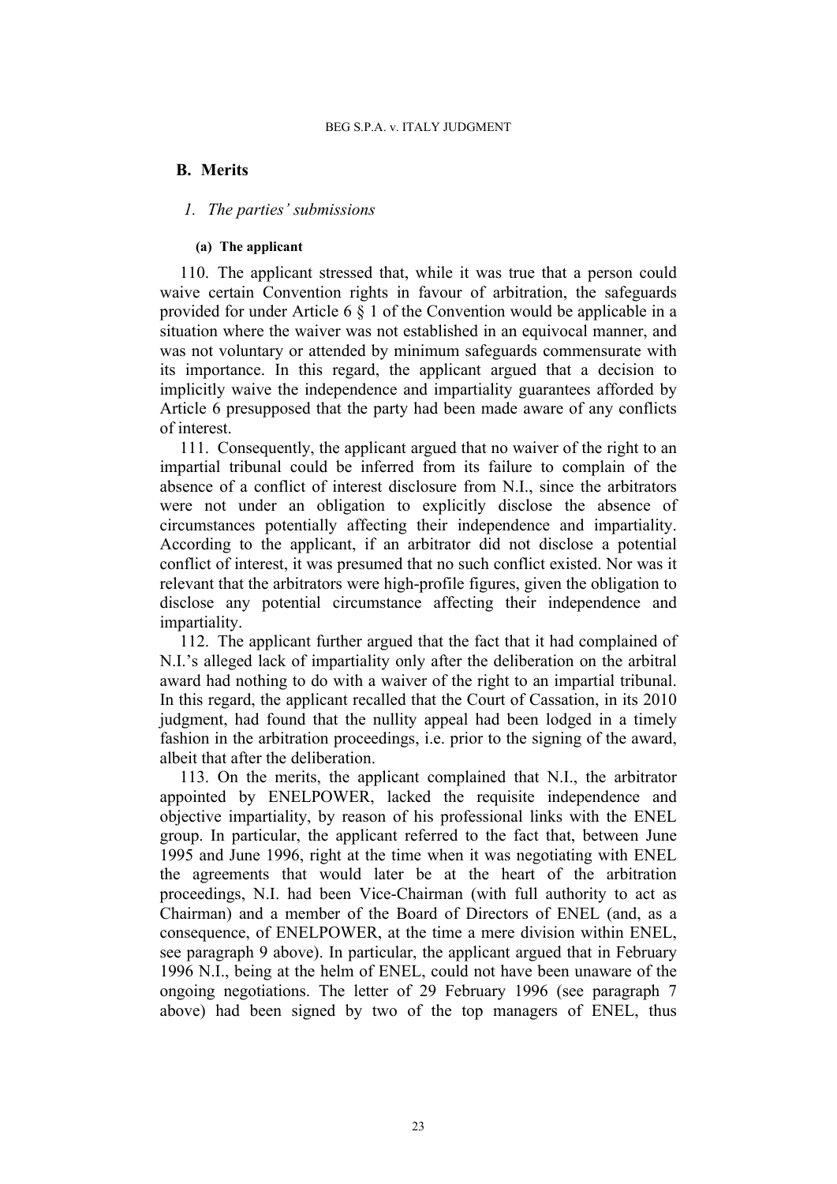## B. Merits

### *1. The parties' submissions*

#### (a) The applicant

110. The applicant stressed that, while it was true that a person could waive certain Convention rights in favour of arbitration, the safeguards provided for under Article 6 § 1 of the Convention would be applicable in a situation where the waiver was not established in an equivocal manner, and was not voluntary or attended by minimum safeguards commensurate with its importance. In this regard, the applicant argued that a decision to implicitly waive the independence and impartiality guarantees afforded by Article 6 presupposed that the party had been made aware of any conflicts of interest.

111. Consequently, the applicant argued that no waiver of the right to an impartial tribunal could be inferred from its failure to complain of the absence of a conflict of interest disclosure from N.I., since the arbitrators were not under an obligation to explicitly disclose the absence of circumstances potentially affecting their independence and impartiality. According to the applicant, if an arbitrator did not disclose a potential conflict of interest, it was presumed that no such conflict existed. Nor was it relevant that the arbitrators were high-profile figures, given the obligation to disclose any potential circumstance affecting their independence and impartiality.

112. The applicant further argued that the fact that it had complained of N.I.'s alleged lack of impartiality only after the deliberation on the arbitral award had nothing to do with a waiver of the right to an impartial tribunal. In this regard, the applicant recalled that the Court of Cassation, in its 2010 judgment, had found that the nullity appeal had been lodged in a timely fashion in the arbitration proceedings, i.e. prior to the signing of the award, albeit that after the deliberation.

113. On the merits, the applicant complained that N.I., the arbitrator appointed by ENELPOWER, lacked the requisite independence and objective impartiality, by reason of his professional links with the ENEL group. In particular, the applicant referred to the fact that, between June 1995 and June 1996, right at the time when it was negotiating with ENEL the agreements that would later be at the heart of the arbitration proceedings, N.I. had been Vice-Chairman (with full authority to act as Chairman) and a member of the Board of Directors of ENEL (and, as a consequence, of ENELPOWER, at the time a mere division within ENEL, see paragraph 9 above). In particular, the applicant argued that in February 1996 N.I., being at the helm of ENEL, could not have been unaware of the ongoing negotiations. The letter of 29 February 1996 (see paragraph 7 above) had been signed by two of the top managers of ENEL, thus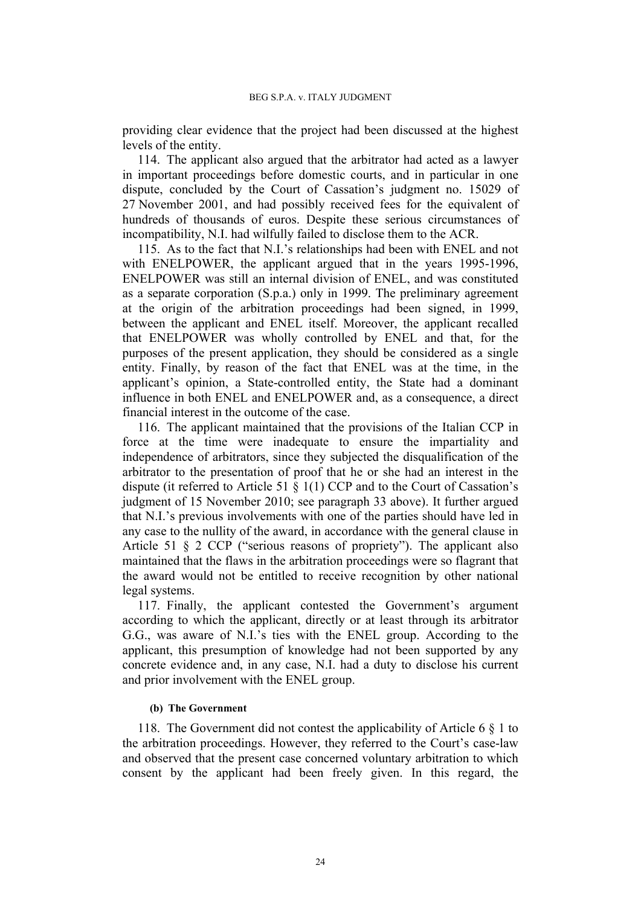providing clear evidence that the project had been discussed at the highest levels of the entity.

114. The applicant also argued that the arbitrator had acted as a lawyer in important proceedings before domestic courts, and in particular in one dispute, concluded by the Court of Cassation's judgment no. 15029 of 27 November 2001, and had possibly received fees for the equivalent of hundreds of thousands of euros. Despite these serious circumstances of incompatibility, N.I. had wilfully failed to disclose them to the ACR.

115. As to the fact that N.I.'s relationships had been with ENEL and not with ENELPOWER, the applicant argued that in the years 1995-1996, ENELPOWER was still an internal division of ENEL, and was constituted as a separate corporation (S.p.a.) only in 1999. The preliminary agreement at the origin of the arbitration proceedings had been signed, in 1999, between the applicant and ENEL itself. Moreover, the applicant recalled that ENELPOWER was wholly controlled by ENEL and that, for the purposes of the present application, they should be considered as a single entity. Finally, by reason of the fact that ENEL was at the time, in the applicant's opinion, a State-controlled entity, the State had a dominant influence in both ENEL and ENELPOWER and, as a consequence, a direct financial interest in the outcome of the case.

116. The applicant maintained that the provisions of the Italian CCP in force at the time were inadequate to ensure the impartiality and independence of arbitrators, since they subjected the disqualification of the arbitrator to the presentation of proof that he or she had an interest in the dispute (it referred to Article 51 § 1(1) CCP and to the Court of Cassation's judgment of 15 November 2010; see paragraph 33 above). It further argued that N.I.'s previous involvements with one of the parties should have led in any case to the nullity of the award, in accordance with the general clause in Article 51 § 2 CCP ("serious reasons of propriety"). The applicant also maintained that the flaws in the arbitration proceedings were so flagrant that the award would not be entitled to receive recognition by other national legal systems.

117. Finally, the applicant contested the Government's argument according to which the applicant, directly or at least through its arbitrator G.G., was aware of N.I.'s ties with the ENEL group. According to the applicant, this presumption of knowledge had not been supported by any concrete evidence and, in any case, N.I. had a duty to disclose his current and prior involvement with the ENEL group.

#### (b) The Government

118. The Government did not contest the applicability of Article 6 § 1 to the arbitration proceedings. However, they referred to the Court's case-law and observed that the present case concerned voluntary arbitration to which consent by the applicant had been freely given. In this regard, the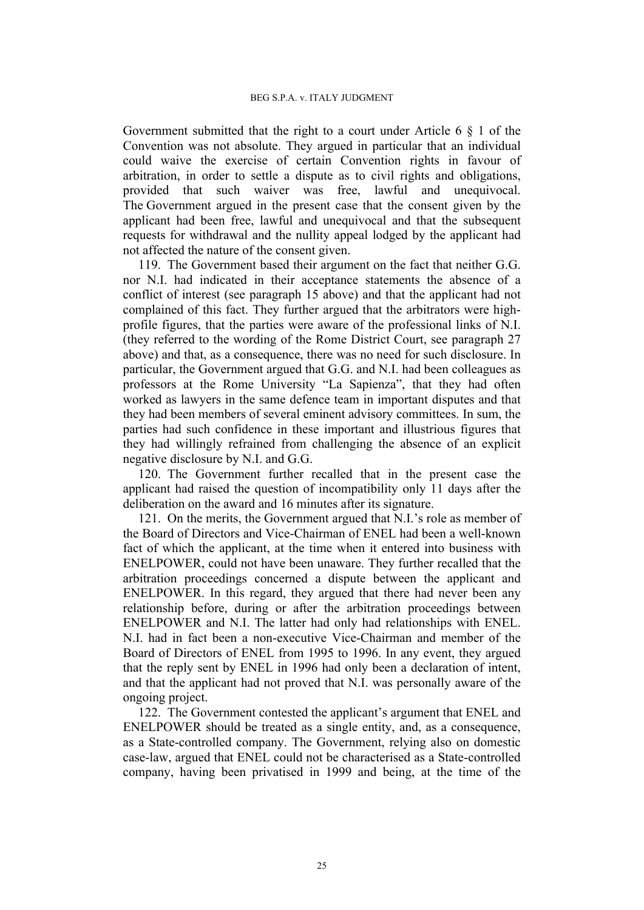Government submitted that the right to a court under Article 6 § 1 of the Convention was not absolute. They argued in particular that an individual could waive the exercise of certain Convention rights in favour of arbitration, in order to settle a dispute as to civil rights and obligations, provided that such waiver was free, lawful and unequivocal. The Government argued in the present case that the consent given by the applicant had been free, lawful and unequivocal and that the subsequent requests for withdrawal and the nullity appeal lodged by the applicant had not affected the nature of the consent given.

119. The Government based their argument on the fact that neither G.G. nor N.I. had indicated in their acceptance statements the absence of a conflict of interest (see paragraph 15 above) and that the applicant had not complained of this fact. They further argued that the arbitrators were high-profile figures, that the parties were aware of the professional links of N.I. (they referred to the wording of the Rome District Court, see paragraph 27 above) and that, as a consequence, there was no need for such disclosure. In particular, the Government argued that G.G. and N.I. had been colleagues as professors at the Rome University "La Sapienza", that they had often worked as lawyers in the same defence team in important disputes and that they had been members of several eminent advisory committees. In sum, the parties had such confidence in these important and illustrious figures that they had willingly refrained from challenging the absence of an explicit negative disclosure by N.I. and G.G.

120. The Government further recalled that in the present case the applicant had raised the question of incompatibility only 11 days after the deliberation on the award and 16 minutes after its signature.

121. On the merits, the Government argued that N.I.'s role as member of the Board of Directors and Vice-Chairman of ENEL had been a well-known fact of which the applicant, at the time when it entered into business with ENELPOWER, could not have been unaware. They further recalled that the arbitration proceedings concerned a dispute between the applicant and ENELPOWER. In this regard, they argued that there had never been any relationship before, during or after the arbitration proceedings between ENELPOWER and N.I. The latter had only had relationships with ENEL. N.I. had in fact been a non-executive Vice-Chairman and member of the Board of Directors of ENEL from 1995 to 1996. In any event, they argued that the reply sent by ENEL in 1996 had only been a declaration of intent, and that the applicant had not proved that N.I. was personally aware of the ongoing project.

122. The Government contested the applicant's argument that ENEL and ENELPOWER should be treated as a single entity, and, as a consequence, as a State-controlled company. The Government, relying also on domestic case-law, argued that ENEL could not be characterised as a State-controlled company, having been privatised in 1999 and being, at the time of the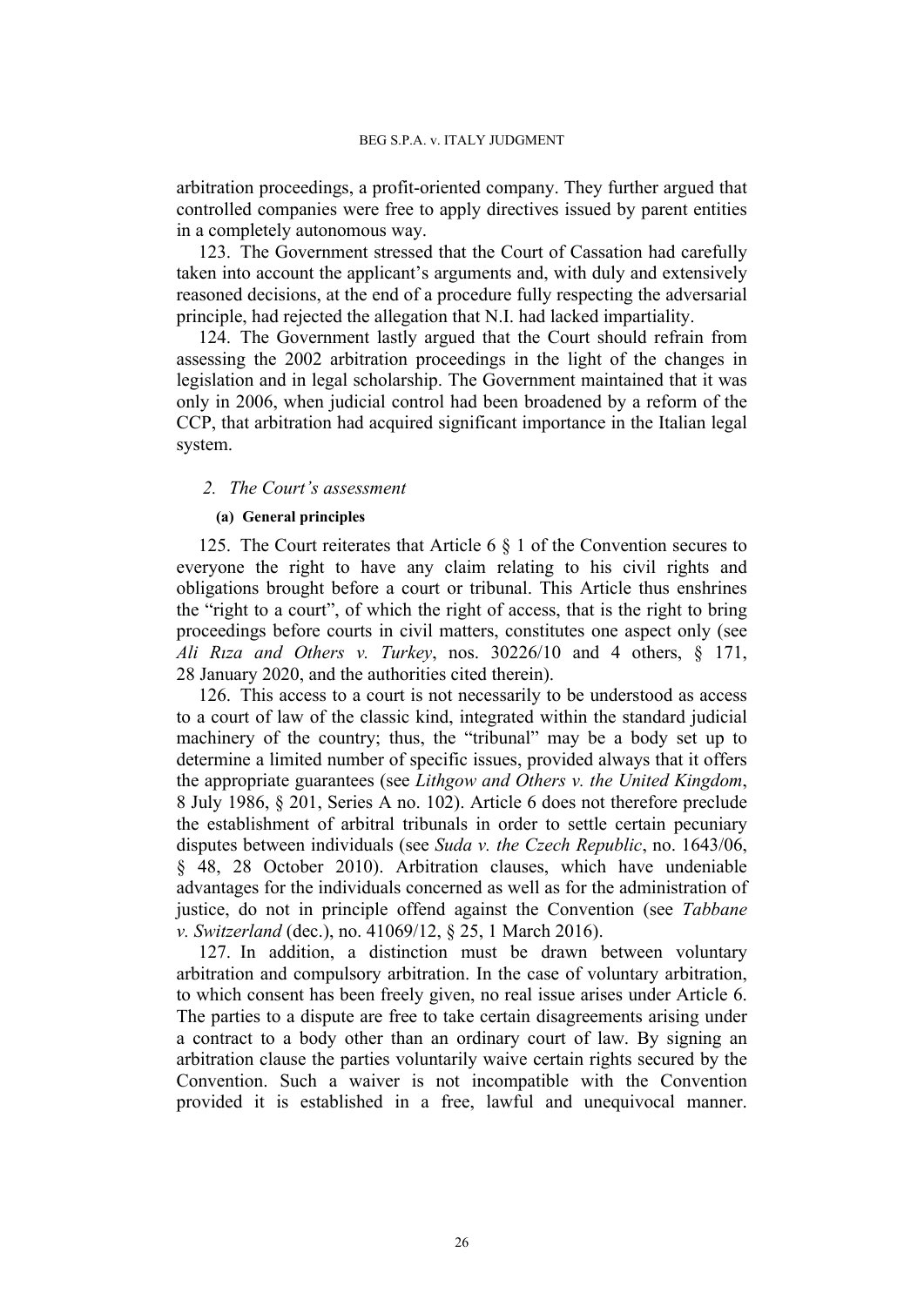arbitration proceedings, a profit-oriented company. They further argued that controlled companies were free to apply directives issued by parent entities in a completely autonomous way.

123. The Government stressed that the Court of Cassation had carefully taken into account the applicant's arguments and, with duly and extensively reasoned decisions, at the end of a procedure fully respecting the adversarial principle, had rejected the allegation that N.I. had lacked impartiality.

124. The Government lastly argued that the Court should refrain from assessing the 2002 arbitration proceedings in the light of the changes in legislation and in legal scholarship. The Government maintained that it was only in 2006, when judicial control had been broadened by a reform of the CCP, that arbitration had acquired significant importance in the Italian legal system.

### *2. The Court's assessment*

#### **(a) General principles**

125. The Court reiterates that Article 6 § 1 of the Convention secures to everyone the right to have any claim relating to his civil rights and obligations brought before a court or tribunal. This Article thus enshrines the "right to a court", of which the right of access, that is the right to bring proceedings before courts in civil matters, constitutes one aspect only (see *Ali Rıza and Others v. Turkey*, nos. 30226/10 and 4 others, § 171, 28 January 2020, and the authorities cited therein).

126. This access to a court is not necessarily to be understood as access to a court of law of the classic kind, integrated within the standard judicial machinery of the country; thus, the "tribunal" may be a body set up to determine a limited number of specific issues, provided always that it offers the appropriate guarantees (see *Lithgow and Others v. the United Kingdom*, 8 July 1986, § 201, Series A no. 102). Article 6 does not therefore preclude the establishment of arbitral tribunals in order to settle certain pecuniary disputes between individuals (see *Suda v. the Czech Republic*, no. 1643/06, § 48, 28 October 2010). Arbitration clauses, which have undeniable advantages for the individuals concerned as well as for the administration of justice, do not in principle offend against the Convention (see *Tabbane v. Switzerland* (dec.), no. 41069/12, § 25, 1 March 2016).

127. In addition, a distinction must be drawn between voluntary arbitration and compulsory arbitration. In the case of voluntary arbitration, to which consent has been freely given, no real issue arises under Article 6. The parties to a dispute are free to take certain disagreements arising under a contract to a body other than an ordinary court of law. By signing an arbitration clause the parties voluntarily waive certain rights secured by the Convention. Such a waiver is not incompatible with the Convention provided it is established in a free, lawful and unequivocal manner.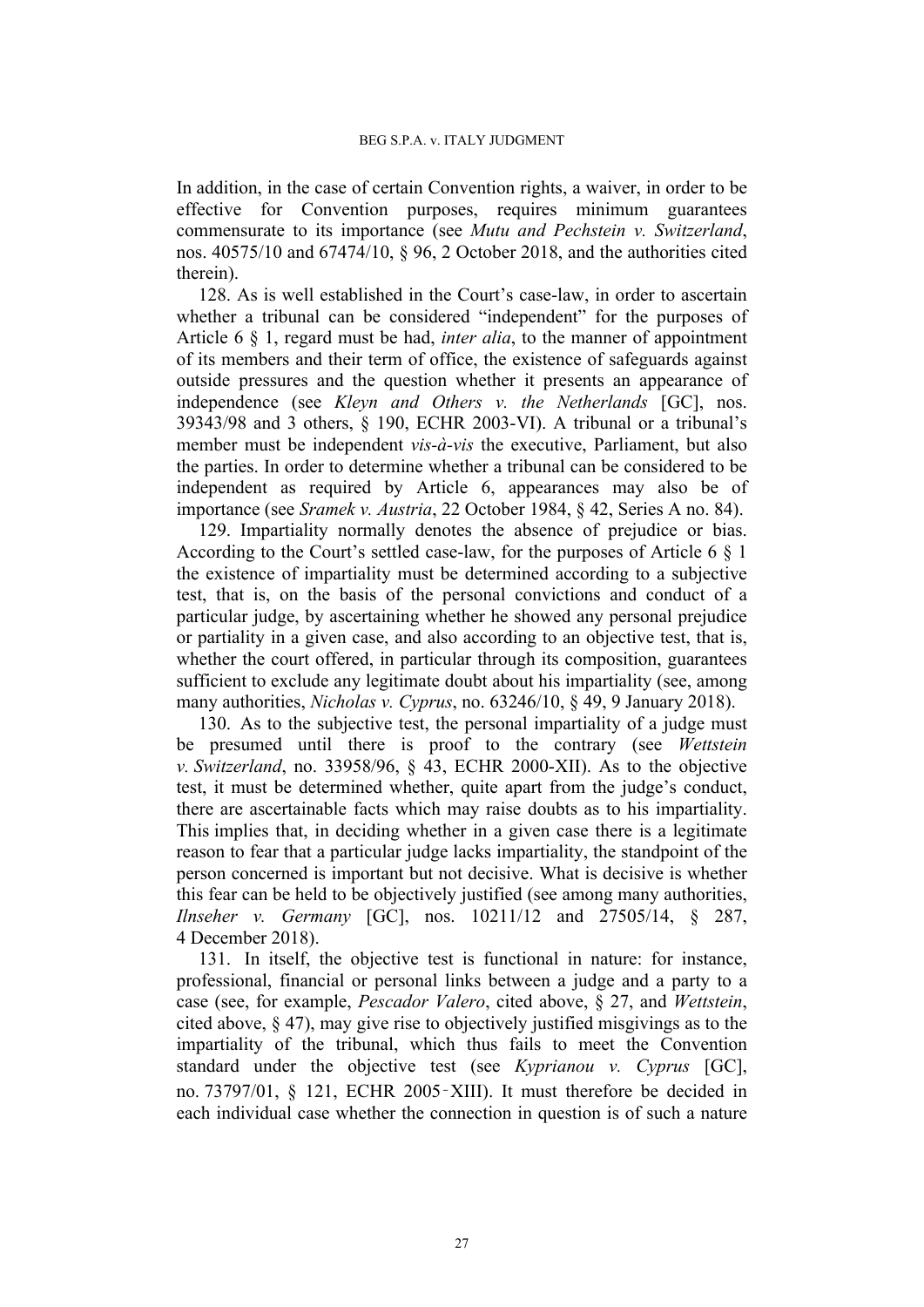In addition, in the case of certain Convention rights, a waiver, in order to be effective for Convention purposes, requires minimum guarantees commensurate to its importance (see *Mutu and Pechstein v. Switzerland*, nos. 40575/10 and 67474/10, § 96, 2 October 2018, and the authorities cited therein).

128. As is well established in the Court's case-law, in order to ascertain whether a tribunal can be considered "independent" for the purposes of Article 6 § 1, regard must be had, *inter alia*, to the manner of appointment of its members and their term of office, the existence of safeguards against outside pressures and the question whether it presents an appearance of independence (see *Kleyn and Others v. the Netherlands* [GC], nos. 39343/98 and 3 others, § 190, ECHR 2003-VI). A tribunal or a tribunal's member must be independent *vis-à-vis* the executive, Parliament, but also the parties. In order to determine whether a tribunal can be considered to be independent as required by Article 6, appearances may also be of importance (see *Sramek v. Austria*, 22 October 1984, § 42, Series A no. 84).

129. Impartiality normally denotes the absence of prejudice or bias. According to the Court's settled case-law, for the purposes of Article 6 § 1 the existence of impartiality must be determined according to a subjective test, that is, on the basis of the personal convictions and conduct of a particular judge, by ascertaining whether he showed any personal prejudice or partiality in a given case, and also according to an objective test, that is, whether the court offered, in particular through its composition, guarantees sufficient to exclude any legitimate doubt about his impartiality (see, among many authorities, *Nicholas v. Cyprus*, no. 63246/10, § 49, 9 January 2018).

130. As to the subjective test, the personal impartiality of a judge must be presumed until there is proof to the contrary (see *Wettstein v. Switzerland*, no. 33958/96, § 43, ECHR 2000-XII). As to the objective test, it must be determined whether, quite apart from the judge's conduct, there are ascertainable facts which may raise doubts as to his impartiality. This implies that, in deciding whether in a given case there is a legitimate reason to fear that a particular judge lacks impartiality, the standpoint of the person concerned is important but not decisive. What is decisive is whether this fear can be held to be objectively justified (see among many authorities, *Ilnseher v. Germany* [GC], nos. 10211/12 and 27505/14, § 287, 4 December 2018).

131. In itself, the objective test is functional in nature: for instance, professional, financial or personal links between a judge and a party to a case (see, for example, *Pescador Valero*, cited above, § 27, and *Wettstein*, cited above, § 47), may give rise to objectively justified misgivings as to the impartiality of the tribunal, which thus fails to meet the Convention standard under the objective test (see *Kyprianou v. Cyprus* [GC], no. 73797/01, § 121, ECHR 2005-XIII). It must therefore be decided in each individual case whether the connection in question is of such a nature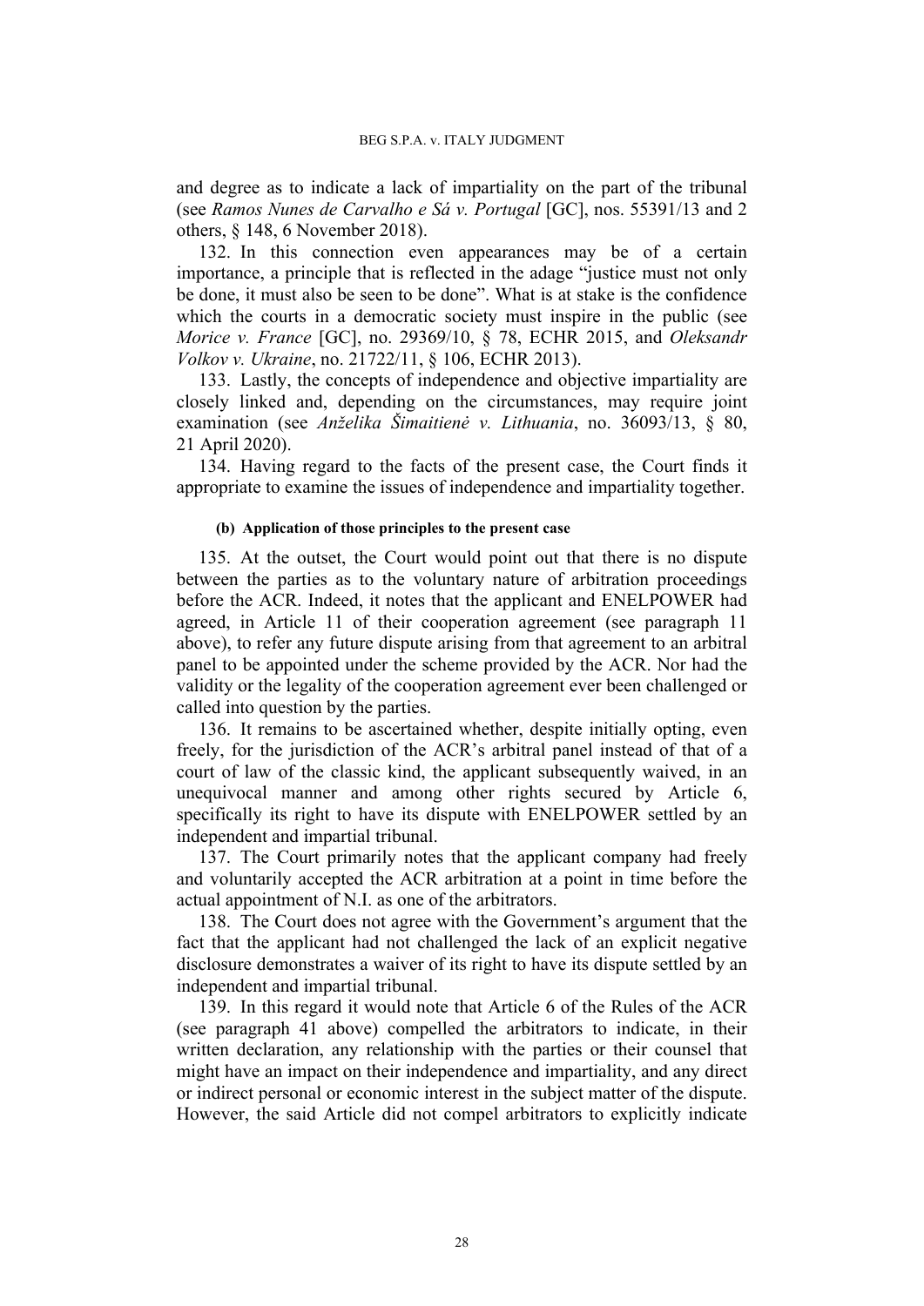and degree as to indicate a lack of impartiality on the part of the tribunal (see *Ramos Nunes de Carvalho e Sá v. Portugal* [GC], nos. 55391/13 and 2 others, § 148, 6 November 2018).

132. In this connection even appearances may be of a certain importance, a principle that is reflected in the adage "justice must not only be done, it must also be seen to be done". What is at stake is the confidence which the courts in a democratic society must inspire in the public (see *Morice v. France* [GC], no. 29369/10, § 78, ECHR 2015, and *Oleksandr Volkov v. Ukraine*, no. 21722/11, § 106, ECHR 2013).

133. Lastly, the concepts of independence and objective impartiality are closely linked and, depending on the circumstances, may require joint examination (see *Anželika Šimaitienė v. Lithuania*, no. 36093/13, § 80, 21 April 2020).

134. Having regard to the facts of the present case, the Court finds it appropriate to examine the issues of independence and impartiality together.

#### (b) Application of those principles to the present case

135. At the outset, the Court would point out that there is no dispute between the parties as to the voluntary nature of arbitration proceedings before the ACR. Indeed, it notes that the applicant and ENELPOWER had agreed, in Article 11 of their cooperation agreement (see paragraph 11 above), to refer any future dispute arising from that agreement to an arbitral panel to be appointed under the scheme provided by the ACR. Nor had the validity or the legality of the cooperation agreement ever been challenged or called into question by the parties.

136. It remains to be ascertained whether, despite initially opting, even freely, for the jurisdiction of the ACR's arbitral panel instead of that of a court of law of the classic kind, the applicant subsequently waived, in an unequivocal manner and among other rights secured by Article 6, specifically its right to have its dispute with ENELPOWER settled by an independent and impartial tribunal.

137. The Court primarily notes that the applicant company had freely and voluntarily accepted the ACR arbitration at a point in time before the actual appointment of N.I. as one of the arbitrators.

138. The Court does not agree with the Government's argument that the fact that the applicant had not challenged the lack of an explicit negative disclosure demonstrates a waiver of its right to have its dispute settled by an independent and impartial tribunal.

139. In this regard it would note that Article 6 of the Rules of the ACR (see paragraph 41 above) compelled the arbitrators to indicate, in their written declaration, any relationship with the parties or their counsel that might have an impact on their independence and impartiality, and any direct or indirect personal or economic interest in the subject matter of the dispute. However, the said Article did not compel arbitrators to explicitly indicate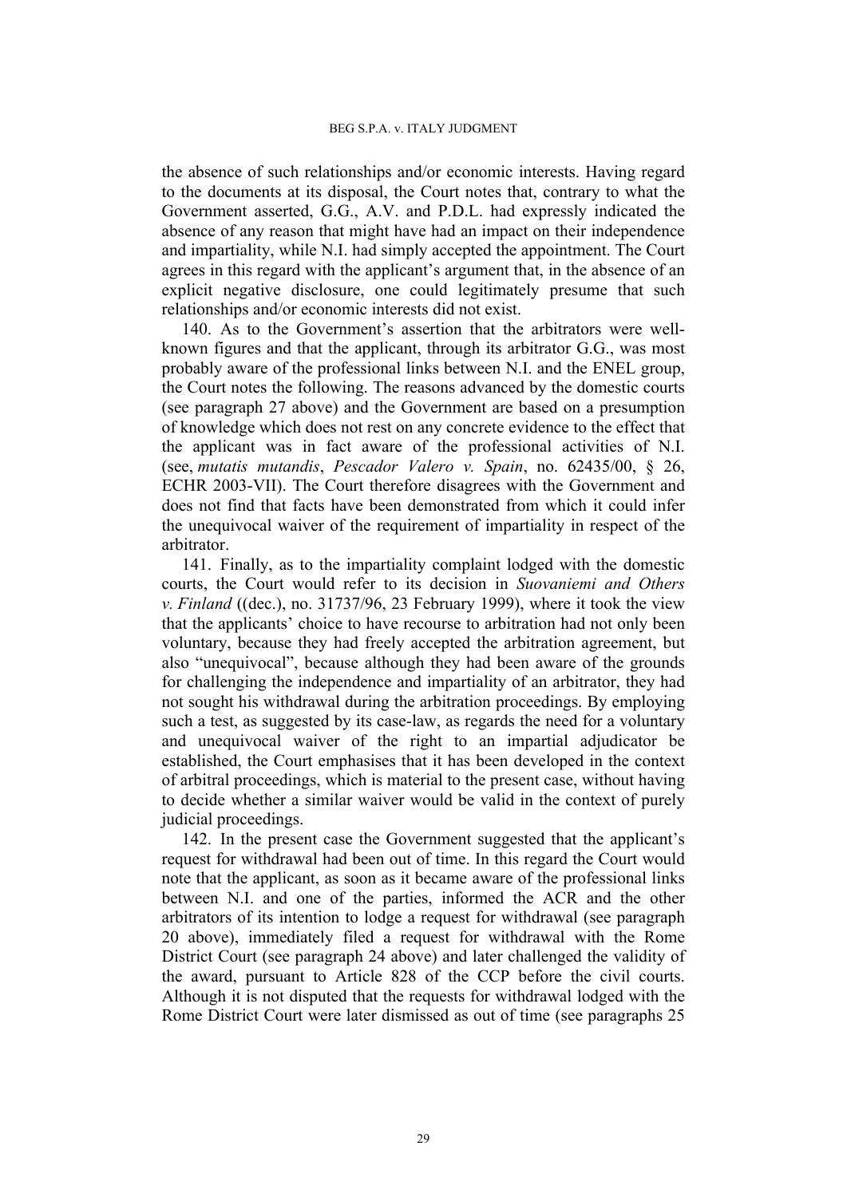the absence of such relationships and/or economic interests. Having regard to the documents at its disposal, the Court notes that, contrary to what the Government asserted, G.G., A.V. and P.D.L. had expressly indicated the absence of any reason that might have had an impact on their independence and impartiality, while N.I. had simply accepted the appointment. The Court agrees in this regard with the applicant's argument that, in the absence of an explicit negative disclosure, one could legitimately presume that such relationships and/or economic interests did not exist.

140. As to the Government's assertion that the arbitrators were well-known figures and that the applicant, through its arbitrator G.G., was most probably aware of the professional links between N.I. and the ENEL group, the Court notes the following. The reasons advanced by the domestic courts (see paragraph 27 above) and the Government are based on a presumption of knowledge which does not rest on any concrete evidence to the effect that the applicant was in fact aware of the professional activities of N.I. (see, *mutatis mutandis*, *Pescador Valero v. Spain*, no. 62435/00, § 26, ECHR 2003-VII). The Court therefore disagrees with the Government and does not find that facts have been demonstrated from which it could infer the unequivocal waiver of the requirement of impartiality in respect of the arbitrator.

141. Finally, as to the impartiality complaint lodged with the domestic courts, the Court would refer to its decision in *Suovaniemi and Others v. Finland* ((dec.), no. 31737/96, 23 February 1999), where it took the view that the applicants' choice to have recourse to arbitration had not only been voluntary, because they had freely accepted the arbitration agreement, but also "unequivocal", because although they had been aware of the grounds for challenging the independence and impartiality of an arbitrator, they had not sought his withdrawal during the arbitration proceedings. By employing such a test, as suggested by its case-law, as regards the need for a voluntary and unequivocal waiver of the right to an impartial adjudicator be established, the Court emphasises that it has been developed in the context of arbitral proceedings, which is material to the present case, without having to decide whether a similar waiver would be valid in the context of purely judicial proceedings.

142. In the present case the Government suggested that the applicant's request for withdrawal had been out of time. In this regard the Court would note that the applicant, as soon as it became aware of the professional links between N.I. and one of the parties, informed the ACR and the other arbitrators of its intention to lodge a request for withdrawal (see paragraph 20 above), immediately filed a request for withdrawal with the Rome District Court (see paragraph 24 above) and later challenged the validity of the award, pursuant to Article 828 of the CCP before the civil courts. Although it is not disputed that the requests for withdrawal lodged with the Rome District Court were later dismissed as out of time (see paragraphs 25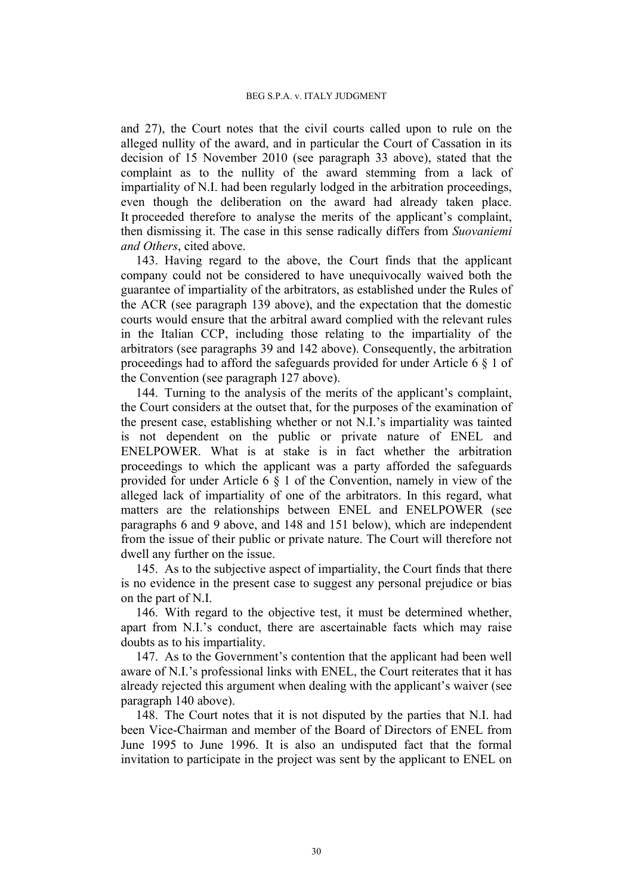and 27), the Court notes that the civil courts called upon to rule on the alleged nullity of the award, and in particular the Court of Cassation in its decision of 15 November 2010 (see paragraph 33 above), stated that the complaint as to the nullity of the award stemming from a lack of impartiality of N.I. had been regularly lodged in the arbitration proceedings, even though the deliberation on the award had already taken place. It proceeded therefore to analyse the merits of the applicant's complaint, then dismissing it. The case in this sense radically differs from *Suovaniemi and Others*, cited above.

143. Having regard to the above, the Court finds that the applicant company could not be considered to have unequivocally waived both the guarantee of impartiality of the arbitrators, as established under the Rules of the ACR (see paragraph 139 above), and the expectation that the domestic courts would ensure that the arbitral award complied with the relevant rules in the Italian CCP, including those relating to the impartiality of the arbitrators (see paragraphs 39 and 142 above). Consequently, the arbitration proceedings had to afford the safeguards provided for under Article 6 § 1 of the Convention (see paragraph 127 above).

144. Turning to the analysis of the merits of the applicant's complaint, the Court considers at the outset that, for the purposes of the examination of the present case, establishing whether or not N.I.'s impartiality was tainted is not dependent on the public or private nature of ENEL and ENELPOWER. What is at stake is in fact whether the arbitration proceedings to which the applicant was a party afforded the safeguards provided for under Article 6 § 1 of the Convention, namely in view of the alleged lack of impartiality of one of the arbitrators. In this regard, what matters are the relationships between ENEL and ENELPOWER (see paragraphs 6 and 9 above, and 148 and 151 below), which are independent from the issue of their public or private nature. The Court will therefore not dwell any further on the issue.

145. As to the subjective aspect of impartiality, the Court finds that there is no evidence in the present case to suggest any personal prejudice or bias on the part of N.I.

146. With regard to the objective test, it must be determined whether, apart from N.I.'s conduct, there are ascertainable facts which may raise doubts as to his impartiality.

147. As to the Government's contention that the applicant had been well aware of N.I.'s professional links with ENEL, the Court reiterates that it has already rejected this argument when dealing with the applicant's waiver (see paragraph 140 above).

148. The Court notes that it is not disputed by the parties that N.I. had been Vice-Chairman and member of the Board of Directors of ENEL from June 1995 to June 1996. It is also an undisputed fact that the formal invitation to participate in the project was sent by the applicant to ENEL on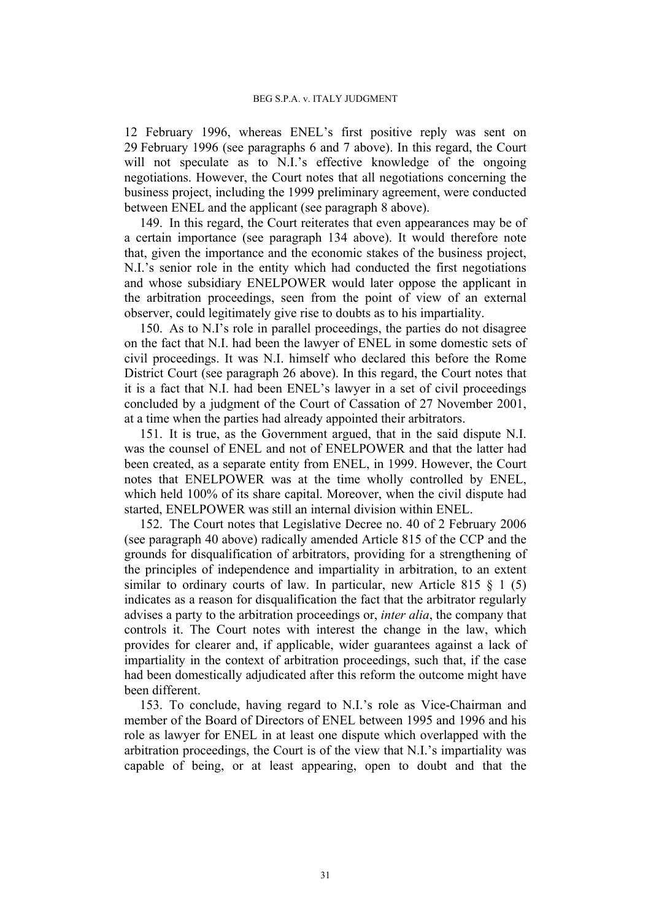12 February 1996, whereas ENEL's first positive reply was sent on 29 February 1996 (see paragraphs 6 and 7 above). In this regard, the Court will not speculate as to N.I.'s effective knowledge of the ongoing negotiations. However, the Court notes that all negotiations concerning the business project, including the 1999 preliminary agreement, were conducted between ENEL and the applicant (see paragraph 8 above).

149. In this regard, the Court reiterates that even appearances may be of a certain importance (see paragraph 134 above). It would therefore note that, given the importance and the economic stakes of the business project, N.I.'s senior role in the entity which had conducted the first negotiations and whose subsidiary ENELPOWER would later oppose the applicant in the arbitration proceedings, seen from the point of view of an external observer, could legitimately give rise to doubts as to his impartiality.

150. As to N.I's role in parallel proceedings, the parties do not disagree on the fact that N.I. had been the lawyer of ENEL in some domestic sets of civil proceedings. It was N.I. himself who declared this before the Rome District Court (see paragraph 26 above). In this regard, the Court notes that it is a fact that N.I. had been ENEL's lawyer in a set of civil proceedings concluded by a judgment of the Court of Cassation of 27 November 2001, at a time when the parties had already appointed their arbitrators.

151. It is true, as the Government argued, that in the said dispute N.I. was the counsel of ENEL and not of ENELPOWER and that the latter had been created, as a separate entity from ENEL, in 1999. However, the Court notes that ENELPOWER was at the time wholly controlled by ENEL, which held 100% of its share capital. Moreover, when the civil dispute had started, ENELPOWER was still an internal division within ENEL.

152. The Court notes that Legislative Decree no. 40 of 2 February 2006 (see paragraph 40 above) radically amended Article 815 of the CCP and the grounds for disqualification of arbitrators, providing for a strengthening of the principles of independence and impartiality in arbitration, to an extent similar to ordinary courts of law. In particular, new Article 815 § 1 (5) indicates as a reason for disqualification the fact that the arbitrator regularly advises a party to the arbitration proceedings or, *inter alia*, the company that controls it. The Court notes with interest the change in the law, which provides for clearer and, if applicable, wider guarantees against a lack of impartiality in the context of arbitration proceedings, such that, if the case had been domestically adjudicated after this reform the outcome might have been different.

153. To conclude, having regard to N.I.'s role as Vice-Chairman and member of the Board of Directors of ENEL between 1995 and 1996 and his role as lawyer for ENEL in at least one dispute which overlapped with the arbitration proceedings, the Court is of the view that N.I.'s impartiality was capable of being, or at least appearing, open to doubt and that the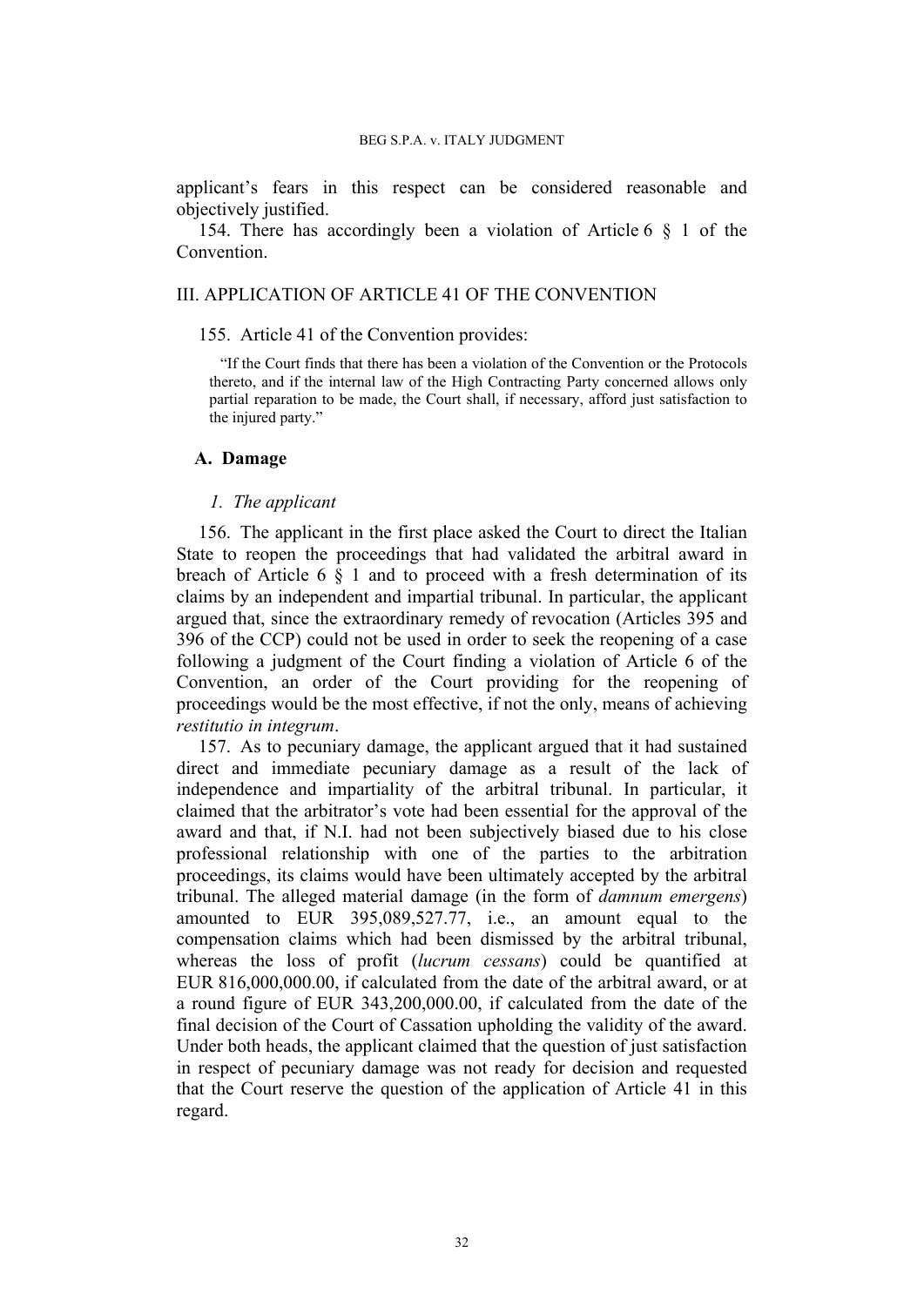applicant's fears in this respect can be considered reasonable and objectively justified.

154. There has accordingly been a violation of Article 6 § 1 of the Convention.

## III. APPLICATION OF ARTICLE 41 OF THE CONVENTION

155. Article 41 of the Convention provides:

> "If the Court finds that there has been a violation of the Convention or the Protocols thereto, and if the internal law of the High Contracting Party concerned allows only partial reparation to be made, the Court shall, if necessary, afford just satisfaction to the injured party."

### A. Damage

#### *1. The applicant*

156. The applicant in the first place asked the Court to direct the Italian State to reopen the proceedings that had validated the arbitral award in breach of Article 6 § 1 and to proceed with a fresh determination of its claims by an independent and impartial tribunal. In particular, the applicant argued that, since the extraordinary remedy of revocation (Articles 395 and 396 of the CCP) could not be used in order to seek the reopening of a case following a judgment of the Court finding a violation of Article 6 of the Convention, an order of the Court providing for the reopening of proceedings would be the most effective, if not the only, means of achieving *restitutio in integrum*.

157. As to pecuniary damage, the applicant argued that it had sustained direct and immediate pecuniary damage as a result of the lack of independence and impartiality of the arbitral tribunal. In particular, it claimed that the arbitrator's vote had been essential for the approval of the award and that, if N.I. had not been subjectively biased due to his close professional relationship with one of the parties to the arbitration proceedings, its claims would have been ultimately accepted by the arbitral tribunal. The alleged material damage (in the form of *damnum emergens*) amounted to EUR 395,089,527.77, i.e., an amount equal to the compensation claims which had been dismissed by the arbitral tribunal, whereas the loss of profit (*lucrum cessans*) could be quantified at EUR 816,000,000.00, if calculated from the date of the arbitral award, or at a round figure of EUR 343,200,000.00, if calculated from the date of the final decision of the Court of Cassation upholding the validity of the award. Under both heads, the applicant claimed that the question of just satisfaction in respect of pecuniary damage was not ready for decision and requested that the Court reserve the question of the application of Article 41 in this regard.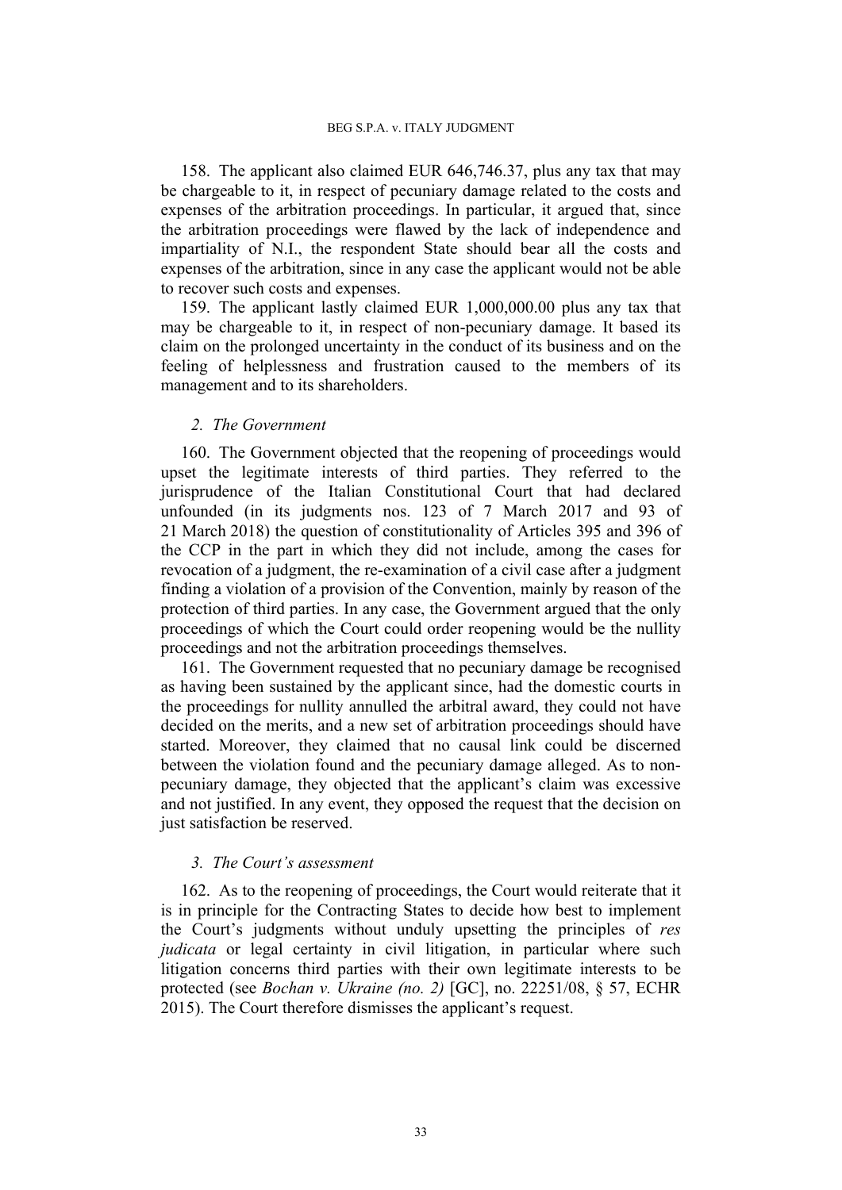158. The applicant also claimed EUR 646,746.37, plus any tax that may be chargeable to it, in respect of pecuniary damage related to the costs and expenses of the arbitration proceedings. In particular, it argued that, since the arbitration proceedings were flawed by the lack of independence and impartiality of N.I., the respondent State should bear all the costs and expenses of the arbitration, since in any case the applicant would not be able to recover such costs and expenses.

159. The applicant lastly claimed EUR 1,000,000.00 plus any tax that may be chargeable to it, in respect of non-pecuniary damage. It based its claim on the prolonged uncertainty in the conduct of its business and on the feeling of helplessness and frustration caused to the members of its management and to its shareholders.

### *2. The Government*

160. The Government objected that the reopening of proceedings would upset the legitimate interests of third parties. They referred to the jurisprudence of the Italian Constitutional Court that had declared unfounded (in its judgments nos. 123 of 7 March 2017 and 93 of 21 March 2018) the question of constitutionality of Articles 395 and 396 of the CCP in the part in which they did not include, among the cases for revocation of a judgment, the re-examination of a civil case after a judgment finding a violation of a provision of the Convention, mainly by reason of the protection of third parties. In any case, the Government argued that the only proceedings of which the Court could order reopening would be the nullity proceedings and not the arbitration proceedings themselves.

161. The Government requested that no pecuniary damage be recognised as having been sustained by the applicant since, had the domestic courts in the proceedings for nullity annulled the arbitral award, they could not have decided on the merits, and a new set of arbitration proceedings should have started. Moreover, they claimed that no causal link could be discerned between the violation found and the pecuniary damage alleged. As to non-pecuniary damage, they objected that the applicant's claim was excessive and not justified. In any event, they opposed the request that the decision on just satisfaction be reserved.

### *3. The Court's assessment*

162. As to the reopening of proceedings, the Court would reiterate that it is in principle for the Contracting States to decide how best to implement the Court's judgments without unduly upsetting the principles of *res judicata* or legal certainty in civil litigation, in particular where such litigation concerns third parties with their own legitimate interests to be protected (see *Bochan v. Ukraine (no. 2)* [GC], no. 22251/08, § 57, ECHR 2015). The Court therefore dismisses the applicant's request.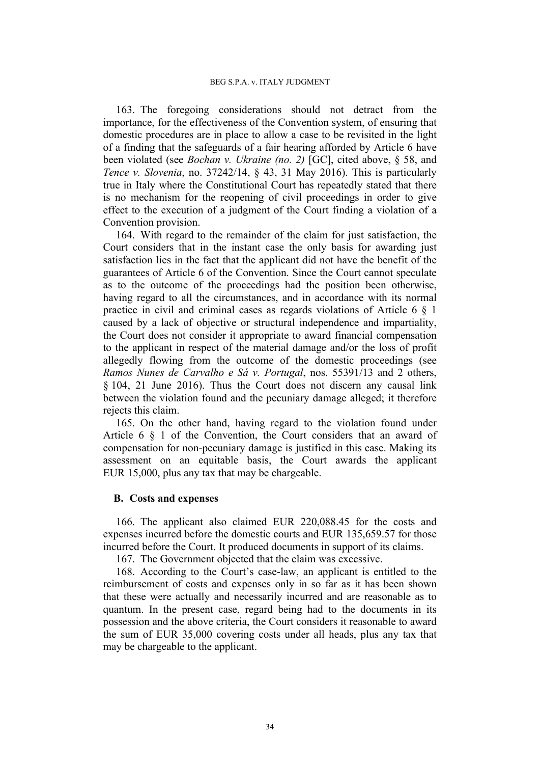163. The foregoing considerations should not detract from the importance, for the effectiveness of the Convention system, of ensuring that domestic procedures are in place to allow a case to be revisited in the light of a finding that the safeguards of a fair hearing afforded by Article 6 have been violated (see *Bochan v. Ukraine (no. 2)* [GC], cited above, § 58, and *Tence v. Slovenia*, no. 37242/14, § 43, 31 May 2016). This is particularly true in Italy where the Constitutional Court has repeatedly stated that there is no mechanism for the reopening of civil proceedings in order to give effect to the execution of a judgment of the Court finding a violation of a Convention provision.

164. With regard to the remainder of the claim for just satisfaction, the Court considers that in the instant case the only basis for awarding just satisfaction lies in the fact that the applicant did not have the benefit of the guarantees of Article 6 of the Convention. Since the Court cannot speculate as to the outcome of the proceedings had the position been otherwise, having regard to all the circumstances, and in accordance with its normal practice in civil and criminal cases as regards violations of Article 6 § 1 caused by a lack of objective or structural independence and impartiality, the Court does not consider it appropriate to award financial compensation to the applicant in respect of the material damage and/or the loss of profit allegedly flowing from the outcome of the domestic proceedings (see *Ramos Nunes de Carvalho e Sá v. Portugal*, nos. 55391/13 and 2 others, § 104, 21 June 2016). Thus the Court does not discern any causal link between the violation found and the pecuniary damage alleged; it therefore rejects this claim.

165. On the other hand, having regard to the violation found under Article 6 § 1 of the Convention, the Court considers that an award of compensation for non-pecuniary damage is justified in this case. Making its assessment on an equitable basis, the Court awards the applicant EUR 15,000, plus any tax that may be chargeable.

## B. Costs and expenses

166. The applicant also claimed EUR 220,088.45 for the costs and expenses incurred before the domestic courts and EUR 135,659.57 for those incurred before the Court. It produced documents in support of its claims.

167. The Government objected that the claim was excessive.

168. According to the Court's case-law, an applicant is entitled to the reimbursement of costs and expenses only in so far as it has been shown that these were actually and necessarily incurred and are reasonable as to quantum. In the present case, regard being had to the documents in its possession and the above criteria, the Court considers it reasonable to award the sum of EUR 35,000 covering costs under all heads, plus any tax that may be chargeable to the applicant.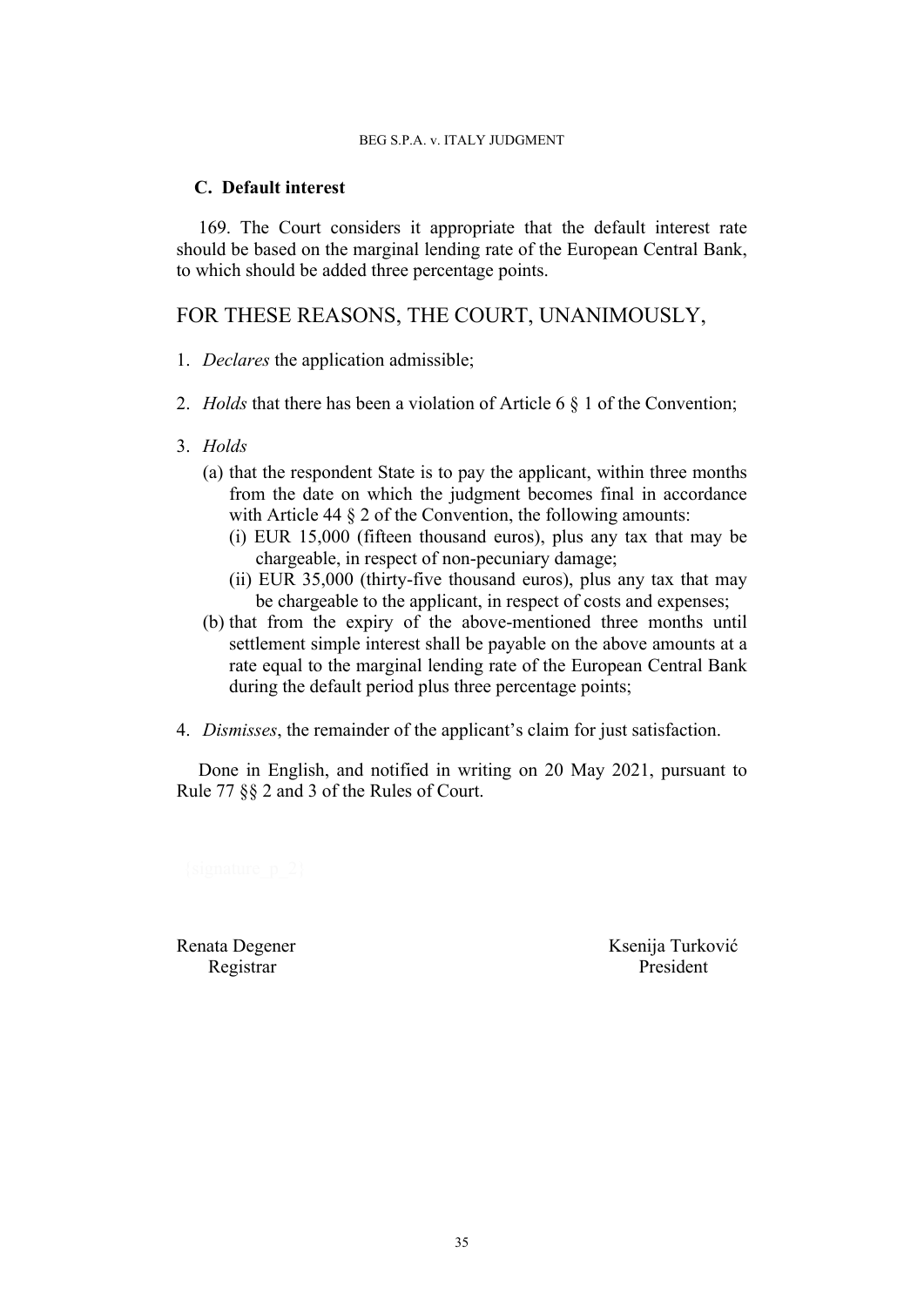### C. Default interest

169. The Court considers it appropriate that the default interest rate should be based on the marginal lending rate of the European Central Bank, to which should be added three percentage points.

## FOR THESE REASONS, THE COURT, UNANIMOUSLY,

1. *Declares* the application admissible;

2. *Holds* that there has been a violation of Article 6 § 1 of the Convention;

3. *Holds*
   (a) that the respondent State is to pay the applicant, within three months from the date on which the judgment becomes final in accordance with Article 44 § 2 of the Convention, the following amounts:
      (i) EUR 15,000 (fifteen thousand euros), plus any tax that may be chargeable, in respect of non-pecuniary damage;
      (ii) EUR 35,000 (thirty-five thousand euros), plus any tax that may be chargeable to the applicant, in respect of costs and expenses;
   (b) that from the expiry of the above-mentioned three months until settlement simple interest shall be payable on the above amounts at a rate equal to the marginal lending rate of the European Central Bank during the default period plus three percentage points;

4. *Dismisses*, the remainder of the applicant's claim for just satisfaction.

Done in English, and notified in writing on 20 May 2021, pursuant to Rule 77 §§ 2 and 3 of the Rules of Court.

{signature_p_2}

Renata Degener
Registrar

Ksenija Turković
President